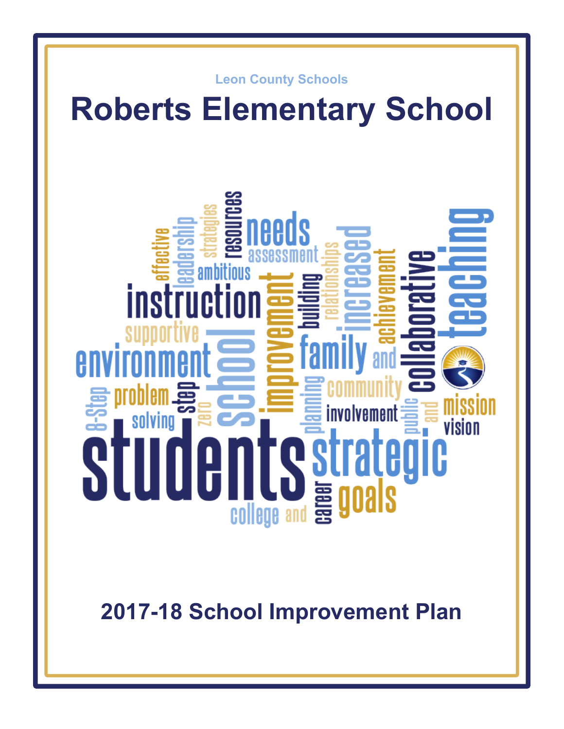Leon County Schools

# Roberts Elementary School

## 2017-18 School Improvement Plan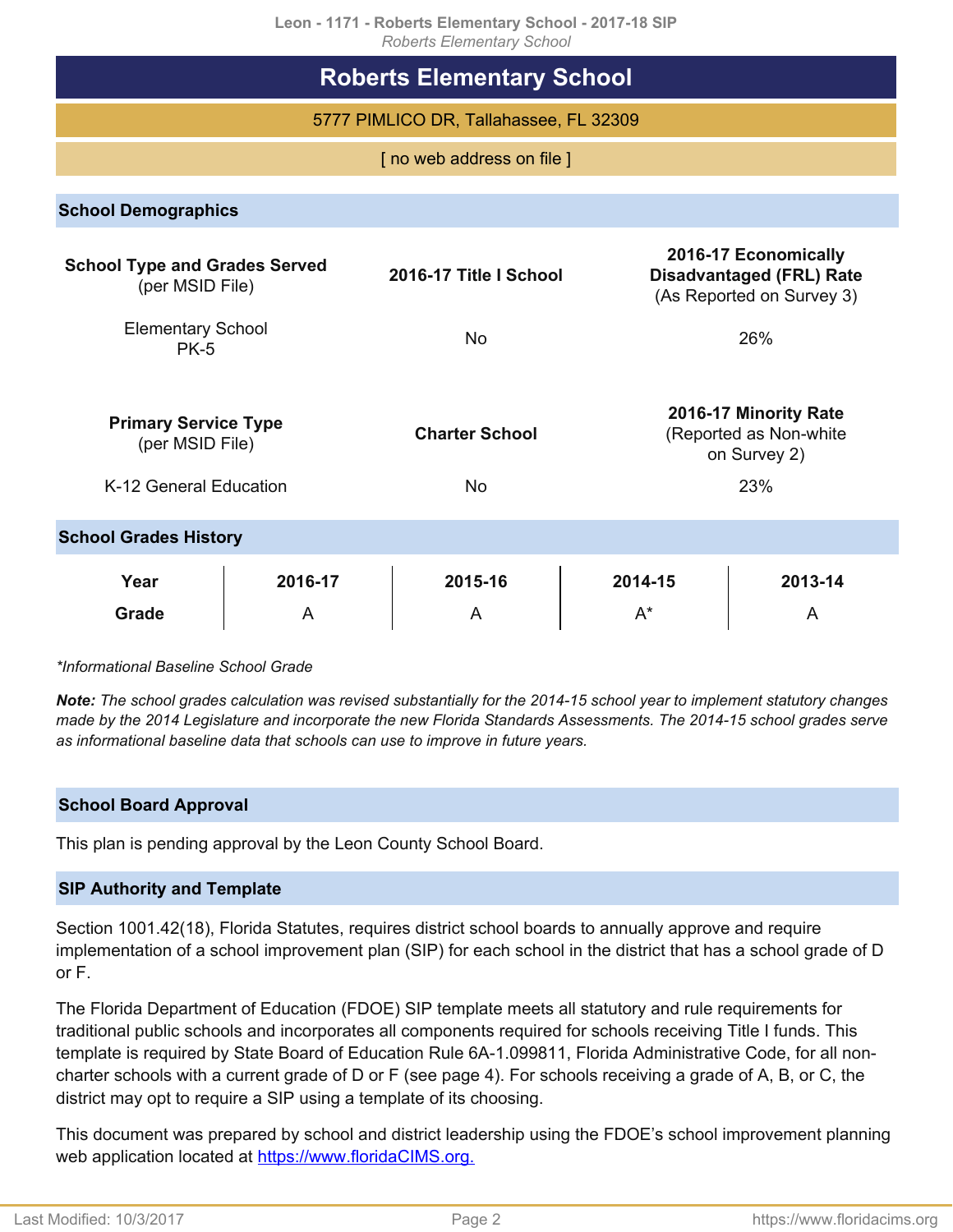# Roberts Elementary School

5777 PIMLICO DR, Tallahassee, FL 32309

[ no web address on file ]

## School Demographics

| **School Type and Grades Served** (per MSID File) | **2016-17 Title I School** | **2016-17 Economically Disadvantaged (FRL) Rate** (As Reported on Survey 3) |
|---|---|---|
| Elementary School PK-5 | No | 26% |

| **Primary Service Type** (per MSID File) | **Charter School** | **2016-17 Minority Rate** (Reported as Non-white on Survey 2) |
|---|---|---|
| K-12 General Education | No | 23% |

## School Grades History

| Year | 2016-17 | 2015-16 | 2014-15 | 2013-14 |
|---|---|---|---|---|
| Grade | A | A | A* | A |

*Informational Baseline School Grade*

***Note:** The school grades calculation was revised substantially for the 2014-15 school year to implement statutory changes made by the 2014 Legislature and incorporate the new Florida Standards Assessments. The 2014-15 school grades serve as informational baseline data that schools can use to improve in future years.*

## School Board Approval

This plan is pending approval by the Leon County School Board.

## SIP Authority and Template

Section 1001.42(18), Florida Statutes, requires district school boards to annually approve and require implementation of a school improvement plan (SIP) for each school in the district that has a school grade of D or F.

The Florida Department of Education (FDOE) SIP template meets all statutory and rule requirements for traditional public schools and incorporates all components required for schools receiving Title I funds. This template is required by State Board of Education Rule 6A-1.099811, Florida Administrative Code, for all non-charter schools with a current grade of D or F (see page 4). For schools receiving a grade of A, B, or C, the district may opt to require a SIP using a template of its choosing.

This document was prepared by school and district leadership using the FDOE's school improvement planning web application located at https://www.floridaCIMS.org.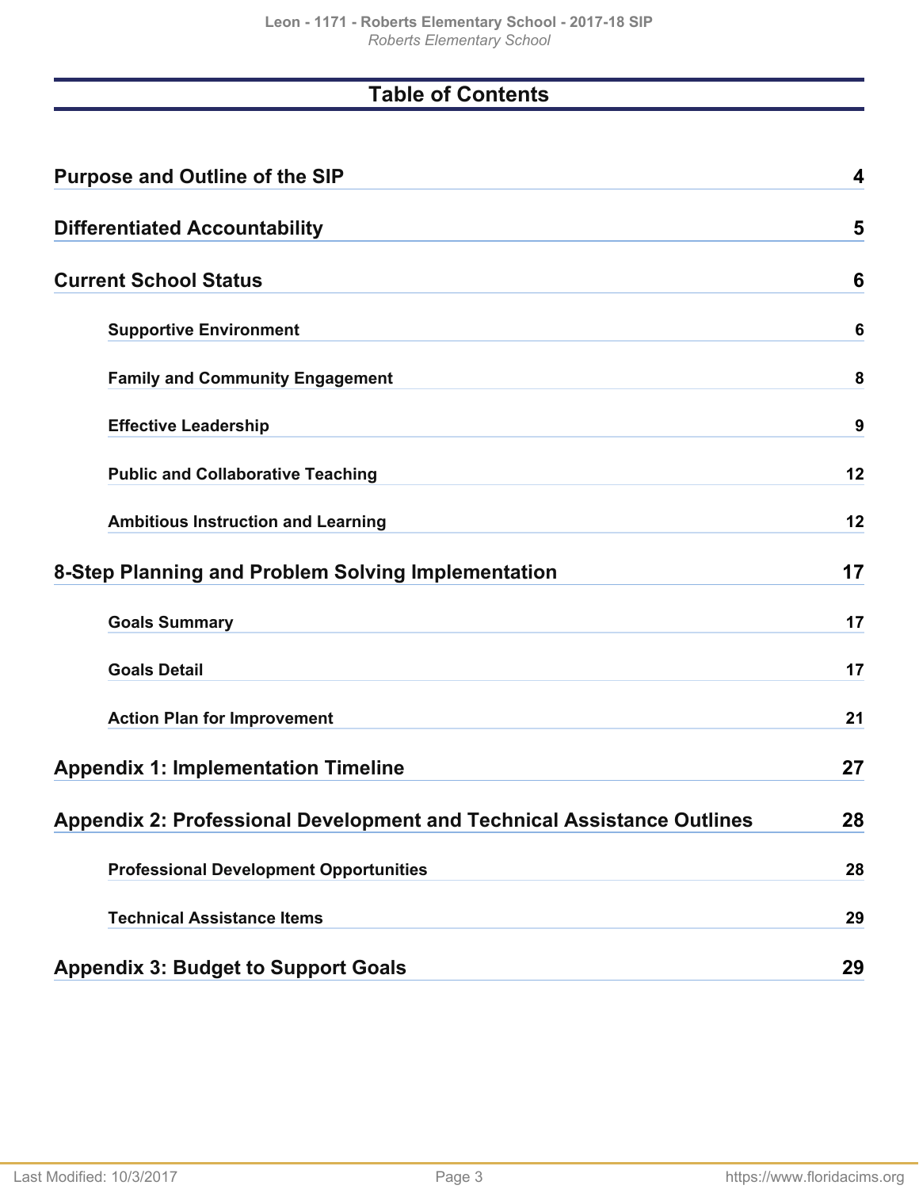# Table of Contents

| | |
|---|---|
| **Purpose and Outline of the SIP** | **4** |
| **Differentiated Accountability** | **5** |
| **Current School Status** | **6** |
| &nbsp;&nbsp;&nbsp;&nbsp;**Supportive Environment** | **6** |
| &nbsp;&nbsp;&nbsp;&nbsp;**Family and Community Engagement** | **8** |
| &nbsp;&nbsp;&nbsp;&nbsp;**Effective Leadership** | **9** |
| &nbsp;&nbsp;&nbsp;&nbsp;**Public and Collaborative Teaching** | **12** |
| &nbsp;&nbsp;&nbsp;&nbsp;**Ambitious Instruction and Learning** | **12** |
| **8-Step Planning and Problem Solving Implementation** | **17** |
| &nbsp;&nbsp;&nbsp;&nbsp;**Goals Summary** | **17** |
| &nbsp;&nbsp;&nbsp;&nbsp;**Goals Detail** | **17** |
| &nbsp;&nbsp;&nbsp;&nbsp;**Action Plan for Improvement** | **21** |
| **Appendix 1: Implementation Timeline** | **27** |
| **Appendix 2: Professional Development and Technical Assistance Outlines** | **28** |
| &nbsp;&nbsp;&nbsp;&nbsp;**Professional Development Opportunities** | **28** |
| &nbsp;&nbsp;&nbsp;&nbsp;**Technical Assistance Items** | **29** |
| **Appendix 3: Budget to Support Goals** | **29** |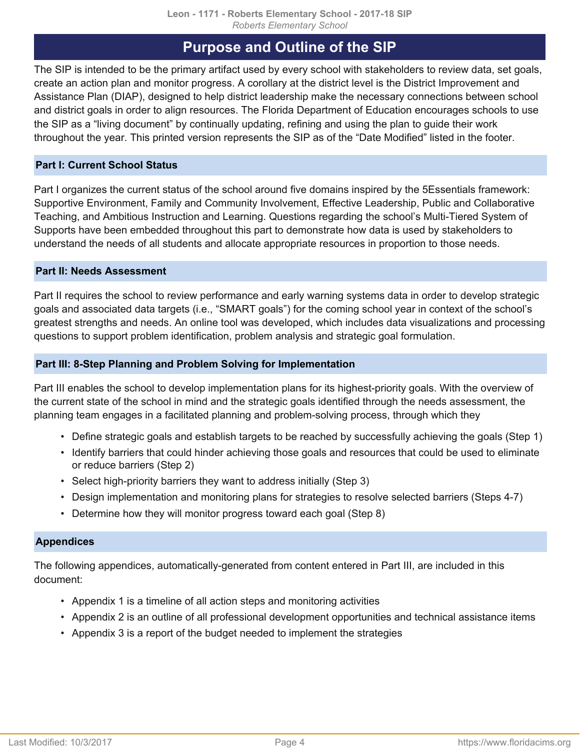# Purpose and Outline of the SIP

The SIP is intended to be the primary artifact used by every school with stakeholders to review data, set goals, create an action plan and monitor progress. A corollary at the district level is the District Improvement and Assistance Plan (DIAP), designed to help district leadership make the necessary connections between school and district goals in order to align resources. The Florida Department of Education encourages schools to use the SIP as a "living document" by continually updating, refining and using the plan to guide their work throughout the year. This printed version represents the SIP as of the "Date Modified" listed in the footer.

## Part I: Current School Status

Part I organizes the current status of the school around five domains inspired by the 5Essentials framework: Supportive Environment, Family and Community Involvement, Effective Leadership, Public and Collaborative Teaching, and Ambitious Instruction and Learning. Questions regarding the school's Multi-Tiered System of Supports have been embedded throughout this part to demonstrate how data is used by stakeholders to understand the needs of all students and allocate appropriate resources in proportion to those needs.

## Part II: Needs Assessment

Part II requires the school to review performance and early warning systems data in order to develop strategic goals and associated data targets (i.e., "SMART goals") for the coming school year in context of the school's greatest strengths and needs. An online tool was developed, which includes data visualizations and processing questions to support problem identification, problem analysis and strategic goal formulation.

## Part III: 8-Step Planning and Problem Solving for Implementation

Part III enables the school to develop implementation plans for its highest-priority goals. With the overview of the current state of the school in mind and the strategic goals identified through the needs assessment, the planning team engages in a facilitated planning and problem-solving process, through which they

- Define strategic goals and establish targets to be reached by successfully achieving the goals (Step 1)
- Identify barriers that could hinder achieving those goals and resources that could be used to eliminate or reduce barriers (Step 2)
- Select high-priority barriers they want to address initially (Step 3)
- Design implementation and monitoring plans for strategies to resolve selected barriers (Steps 4-7)
- Determine how they will monitor progress toward each goal (Step 8)

## Appendices

The following appendices, automatically-generated from content entered in Part III, are included in this document:

- Appendix 1 is a timeline of all action steps and monitoring activities
- Appendix 2 is an outline of all professional development opportunities and technical assistance items
- Appendix 3 is a report of the budget needed to implement the strategies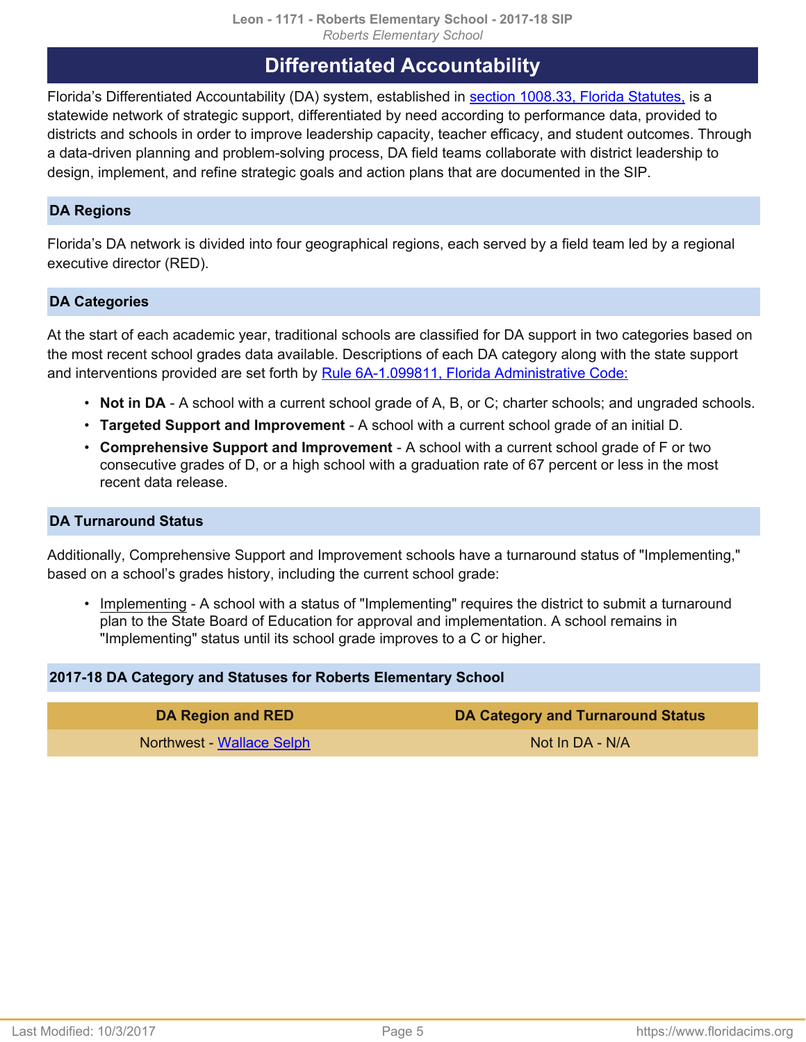## Differentiated Accountability

Florida's Differentiated Accountability (DA) system, established in [section 1008.33, Florida Statutes,] is a statewide network of strategic support, differentiated by need according to performance data, provided to districts and schools in order to improve leadership capacity, teacher efficacy, and student outcomes. Through a data-driven planning and problem-solving process, DA field teams collaborate with district leadership to design, implement, and refine strategic goals and action plans that are documented in the SIP.

### DA Regions

Florida's DA network is divided into four geographical regions, each served by a field team led by a regional executive director (RED).

### DA Categories

At the start of each academic year, traditional schools are classified for DA support in two categories based on the most recent school grades data available. Descriptions of each DA category along with the state support and interventions provided are set forth by Rule 6A-1.099811, Florida Administrative Code:

- **Not in DA** - A school with a current school grade of A, B, or C; charter schools; and ungraded schools.
- **Targeted Support and Improvement** - A school with a current school grade of an initial D.
- **Comprehensive Support and Improvement** - A school with a current school grade of F or two consecutive grades of D, or a high school with a graduation rate of 67 percent or less in the most recent data release.

### DA Turnaround Status

Additionally, Comprehensive Support and Improvement schools have a turnaround status of "Implementing," based on a school's grades history, including the current school grade:

- Implementing - A school with a status of "Implementing" requires the district to submit a turnaround plan to the State Board of Education for approval and implementation. A school remains in "Implementing" status until its school grade improves to a C or higher.

### 2017-18 DA Category and Statuses for Roberts Elementary School

| DA Region and RED | DA Category and Turnaround Status |
|---|---|
| Northwest - Wallace Selph | Not In DA - N/A |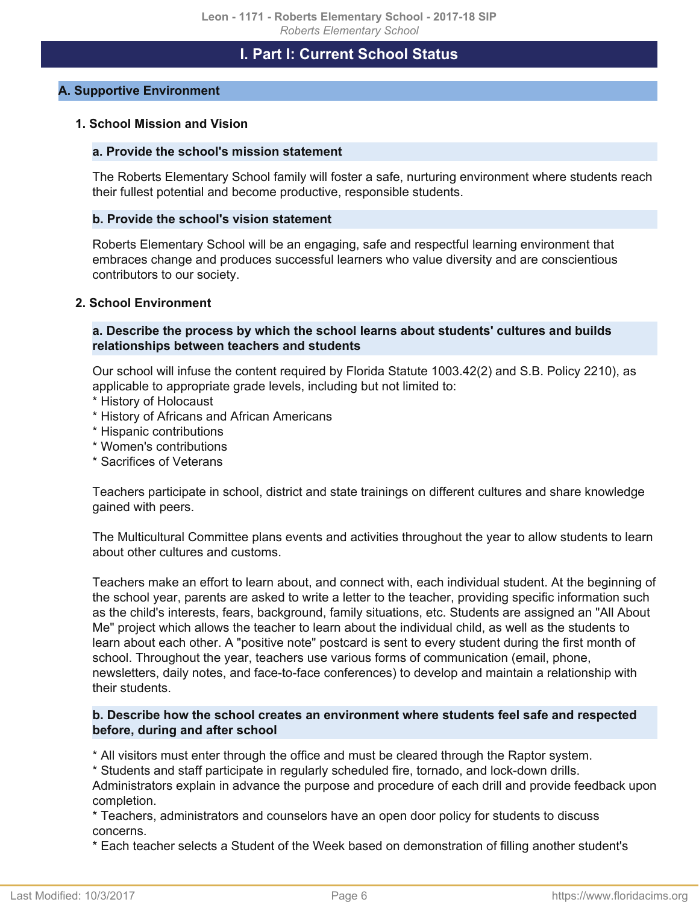# I. Part I: Current School Status

## A. Supportive Environment

### 1. School Mission and Vision

#### a. Provide the school's mission statement

The Roberts Elementary School family will foster a safe, nurturing environment where students reach their fullest potential and become productive, responsible students.

#### b. Provide the school's vision statement

Roberts Elementary School will be an engaging, safe and respectful learning environment that embraces change and produces successful learners who value diversity and are conscientious contributors to our society.

### 2. School Environment

#### a. Describe the process by which the school learns about students' cultures and builds relationships between teachers and students

Our school will infuse the content required by Florida Statute 1003.42(2) and S.B. Policy 2210), as applicable to appropriate grade levels, including but not limited to:
* History of Holocaust
* History of Africans and African Americans
* Hispanic contributions
* Women's contributions
* Sacrifices of Veterans

Teachers participate in school, district and state trainings on different cultures and share knowledge gained with peers.

The Multicultural Committee plans events and activities throughout the year to allow students to learn about other cultures and customs.

Teachers make an effort to learn about, and connect with, each individual student. At the beginning of the school year, parents are asked to write a letter to the teacher, providing specific information such as the child's interests, fears, background, family situations, etc. Students are assigned an "All About Me" project which allows the teacher to learn about the individual child, as well as the students to learn about each other. A "positive note" postcard is sent to every student during the first month of school. Throughout the year, teachers use various forms of communication (email, phone, newsletters, daily notes, and face-to-face conferences) to develop and maintain a relationship with their students.

#### b. Describe how the school creates an environment where students feel safe and respected before, during and after school

* All visitors must enter through the office and must be cleared through the Raptor system.
* Students and staff participate in regularly scheduled fire, tornado, and lock-down drills. Administrators explain in advance the purpose and procedure of each drill and provide feedback upon completion.
* Teachers, administrators and counselors have an open door policy for students to discuss concerns.
* Each teacher selects a Student of the Week based on demonstration of filling another student's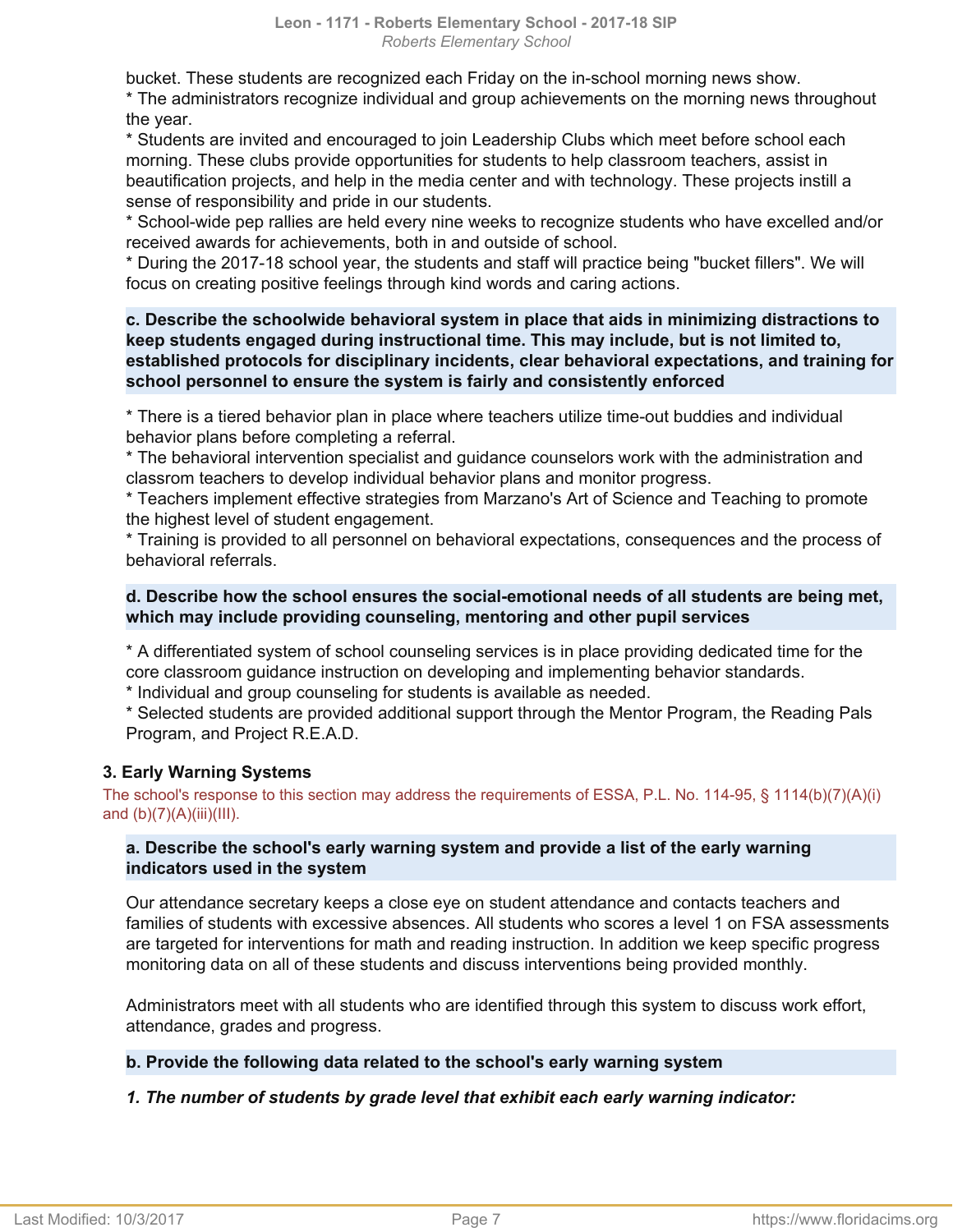bucket. These students are recognized each Friday on the in-school morning news show.
* The administrators recognize individual and group achievements on the morning news throughout the year.
* Students are invited and encouraged to join Leadership Clubs which meet before school each morning. These clubs provide opportunities for students to help classroom teachers, assist in beautification projects, and help in the media center and with technology. These projects instill a sense of responsibility and pride in our students.
* School-wide pep rallies are held every nine weeks to recognize students who have excelled and/or received awards for achievements, both in and outside of school.
* During the 2017-18 school year, the students and staff will practice being "bucket fillers". We will focus on creating positive feelings through kind words and caring actions.

**c. Describe the schoolwide behavioral system in place that aids in minimizing distractions to keep students engaged during instructional time. This may include, but is not limited to, established protocols for disciplinary incidents, clear behavioral expectations, and training for school personnel to ensure the system is fairly and consistently enforced**

* There is a tiered behavior plan in place where teachers utilize time-out buddies and individual behavior plans before completing a referral.
* The behavioral intervention specialist and guidance counselors work with the administration and classrom teachers to develop individual behavior plans and monitor progress.
* Teachers implement effective strategies from Marzano's Art of Science and Teaching to promote the highest level of student engagement.
* Training is provided to all personnel on behavioral expectations, consequences and the process of behavioral referrals.

**d. Describe how the school ensures the social-emotional needs of all students are being met, which may include providing counseling, mentoring and other pupil services**

* A differentiated system of school counseling services is in place providing dedicated time for the core classroom guidance instruction on developing and implementing behavior standards.
* Individual and group counseling for students is available as needed.
* Selected students are provided additional support through the Mentor Program, the Reading Pals Program, and Project R.E.A.D.

### 3. Early Warning Systems

The school's response to this section may address the requirements of ESSA, P.L. No. 114-95, § 1114(b)(7)(A)(i) and (b)(7)(A)(iii)(III).

**a. Describe the school's early warning system and provide a list of the early warning indicators used in the system**

Our attendance secretary keeps a close eye on student attendance and contacts teachers and families of students with excessive absences. All students who scores a level 1 on FSA assessments are targeted for interventions for math and reading instruction. In addition we keep specific progress monitoring data on all of these students and discuss interventions being provided monthly.

Administrators meet with all students who are identified through this system to discuss work effort, attendance, grades and progress.

**b. Provide the following data related to the school's early warning system**

***1. The number of students by grade level that exhibit each early warning indicator:***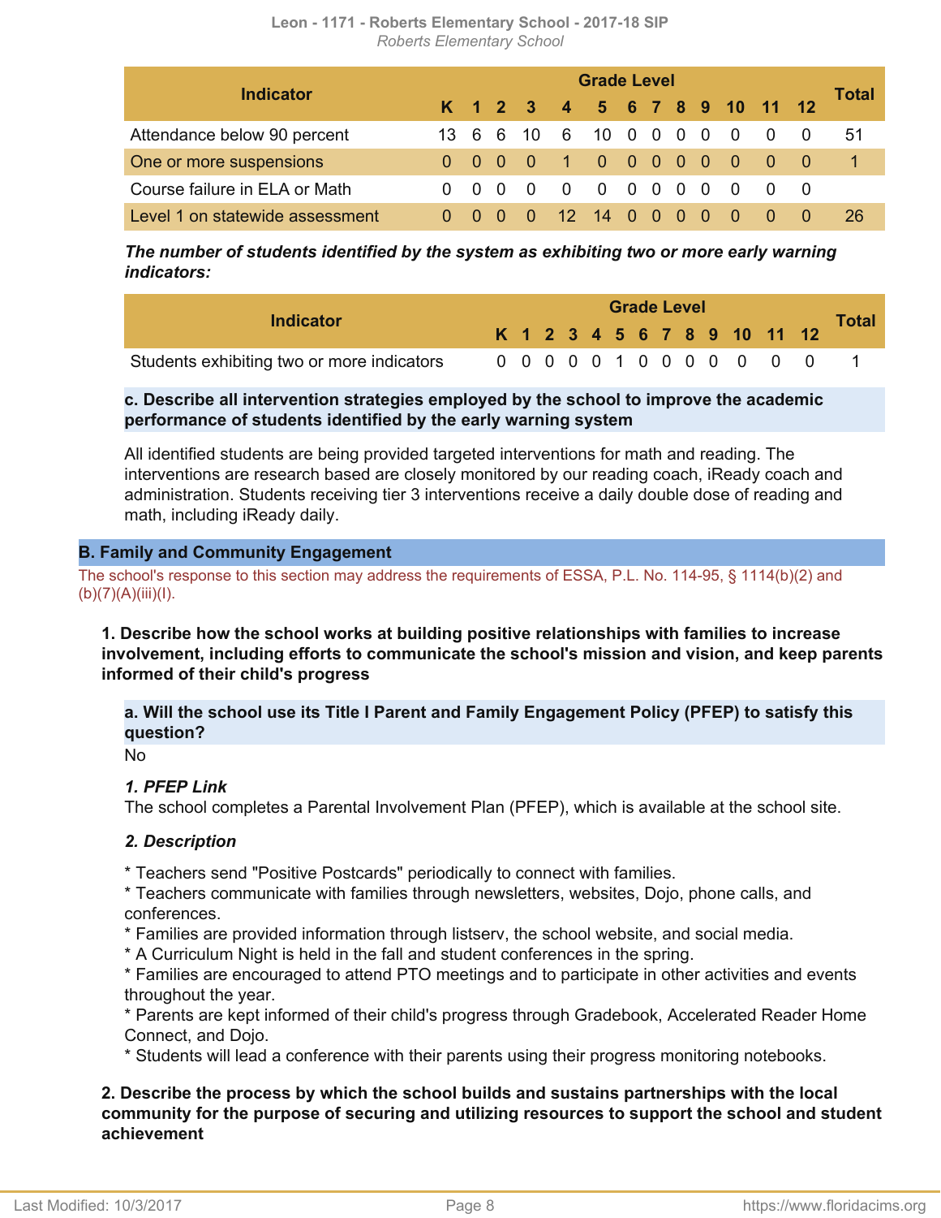| Indicator | Grade Level | | | | | | | | | | | | | Total |
|---|---|---|---|---|---|---|---|---|---|---|---|---|---|---|
| | K | 1 | 2 | 3 | 4 | 5 | 6 | 7 | 8 | 9 | 10 | 11 | 12 | |
| Attendance below 90 percent | 13 | 6 | 6 | 10 | 6 | 10 | 0 | 0 | 0 | 0 | 0 | 0 | 0 | 51 |
| One or more suspensions | 0 | 0 | 0 | 0 | 1 | 0 | 0 | 0 | 0 | 0 | 0 | 0 | 0 | 1 |
| Course failure in ELA or Math | 0 | 0 | 0 | 0 | 0 | 0 | 0 | 0 | 0 | 0 | 0 | 0 | 0 | |
| Level 1 on statewide assessment | 0 | 0 | 0 | 0 | 12 | 14 | 0 | 0 | 0 | 0 | 0 | 0 | 0 | 26 |

***The number of students identified by the system as exhibiting two or more early warning indicators:***

| Indicator | Grade Level | | | | | | | | | | | | | Total |
|---|---|---|---|---|---|---|---|---|---|---|---|---|---|---|
| | K | 1 | 2 | 3 | 4 | 5 | 6 | 7 | 8 | 9 | 10 | 11 | 12 | |
| Students exhibiting two or more indicators | 0 | 0 | 0 | 0 | 0 | 1 | 0 | 0 | 0 | 0 | 0 | 0 | 0 | 1 |

**c. Describe all intervention strategies employed by the school to improve the academic performance of students identified by the early warning system**

All identified students are being provided targeted interventions for math and reading. The interventions are research based are closely monitored by our reading coach, iReady coach and administration. Students receiving tier 3 interventions receive a daily double dose of reading and math, including iReady daily.

## B. Family and Community Engagement

The school's response to this section may address the requirements of ESSA, P.L. No. 114-95, § 1114(b)(2) and (b)(7)(A)(iii)(I).

**1. Describe how the school works at building positive relationships with families to increase involvement, including efforts to communicate the school's mission and vision, and keep parents informed of their child's progress**

**a. Will the school use its Title I Parent and Family Engagement Policy (PFEP) to satisfy this question?**

No

***1. PFEP Link***

The school completes a Parental Involvement Plan (PFEP), which is available at the school site.

***2. Description***

* Teachers send "Positive Postcards" periodically to connect with families.
* Teachers communicate with families through newsletters, websites, Dojo, phone calls, and conferences.
* Families are provided information through listserv, the school website, and social media.
* A Curriculum Night is held in the fall and student conferences in the spring.
* Families are encouraged to attend PTO meetings and to participate in other activities and events throughout the year.
* Parents are kept informed of their child's progress through Gradebook, Accelerated Reader Home Connect, and Dojo.
* Students will lead a conference with their parents using their progress monitoring notebooks.

**2. Describe the process by which the school builds and sustains partnerships with the local community for the purpose of securing and utilizing resources to support the school and student achievement**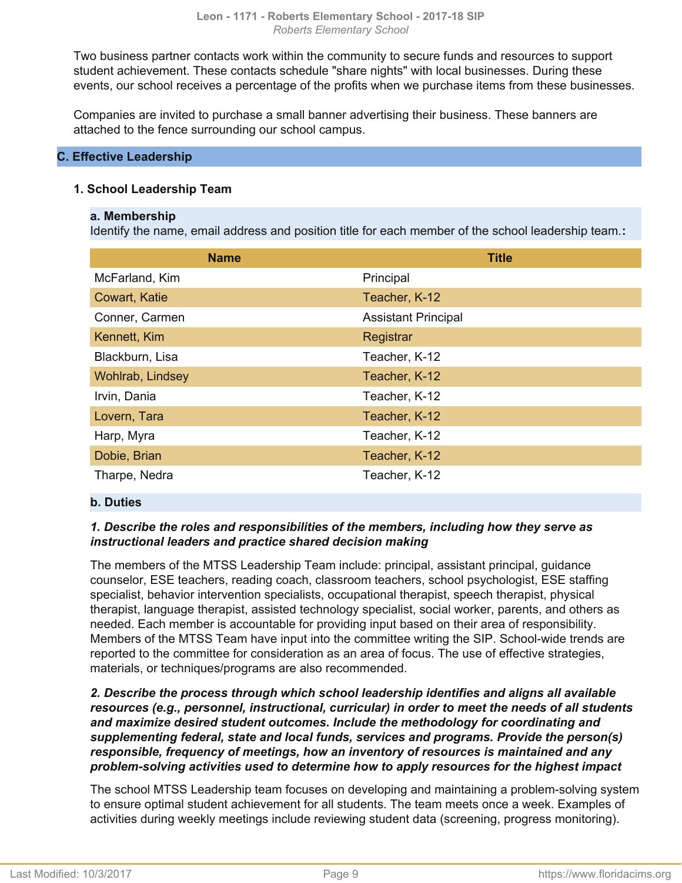Two business partner contacts work within the community to secure funds and resources to support student achievement. These contacts schedule "share nights" with local businesses. During these events, our school receives a percentage of the profits when we purchase items from these businesses.

Companies are invited to purchase a small banner advertising their business. These banners are attached to the fence surrounding our school campus.

## C. Effective Leadership

### 1. School Leadership Team

#### a. Membership

Identify the name, email address and position title for each member of the school leadership team.**:**

| Name | Title |
|---|---|
| McFarland, Kim | Principal |
| Cowart, Katie | Teacher, K-12 |
| Conner, Carmen | Assistant Principal |
| Kennett, Kim | Registrar |
| Blackburn, Lisa | Teacher, K-12 |
| Wohlrab, Lindsey | Teacher, K-12 |
| Irvin, Dania | Teacher, K-12 |
| Lovern, Tara | Teacher, K-12 |
| Harp, Myra | Teacher, K-12 |
| Dobie, Brian | Teacher, K-12 |
| Tharpe, Nedra | Teacher, K-12 |

#### b. Duties

***1. Describe the roles and responsibilities of the members, including how they serve as instructional leaders and practice shared decision making***

The members of the MTSS Leadership Team include: principal, assistant principal, guidance counselor, ESE teachers, reading coach, classroom teachers, school psychologist, ESE staffing specialist, behavior intervention specialists, occupational therapist, speech therapist, physical therapist, language therapist, assisted technology specialist, social worker, parents, and others as needed. Each member is accountable for providing input based on their area of responsibility. Members of the MTSS Team have input into the committee writing the SIP. School-wide trends are reported to the committee for consideration as an area of focus. The use of effective strategies, materials, or techniques/programs are also recommended.

***2. Describe the process through which school leadership identifies and aligns all available resources (e.g., personnel, instructional, curricular) in order to meet the needs of all students and maximize desired student outcomes. Include the methodology for coordinating and supplementing federal, state and local funds, services and programs. Provide the person(s) responsible, frequency of meetings, how an inventory of resources is maintained and any problem-solving activities used to determine how to apply resources for the highest impact***

The school MTSS Leadership team focuses on developing and maintaining a problem-solving system to ensure optimal student achievement for all students. The team meets once a week. Examples of activities during weekly meetings include reviewing student data (screening, progress monitoring).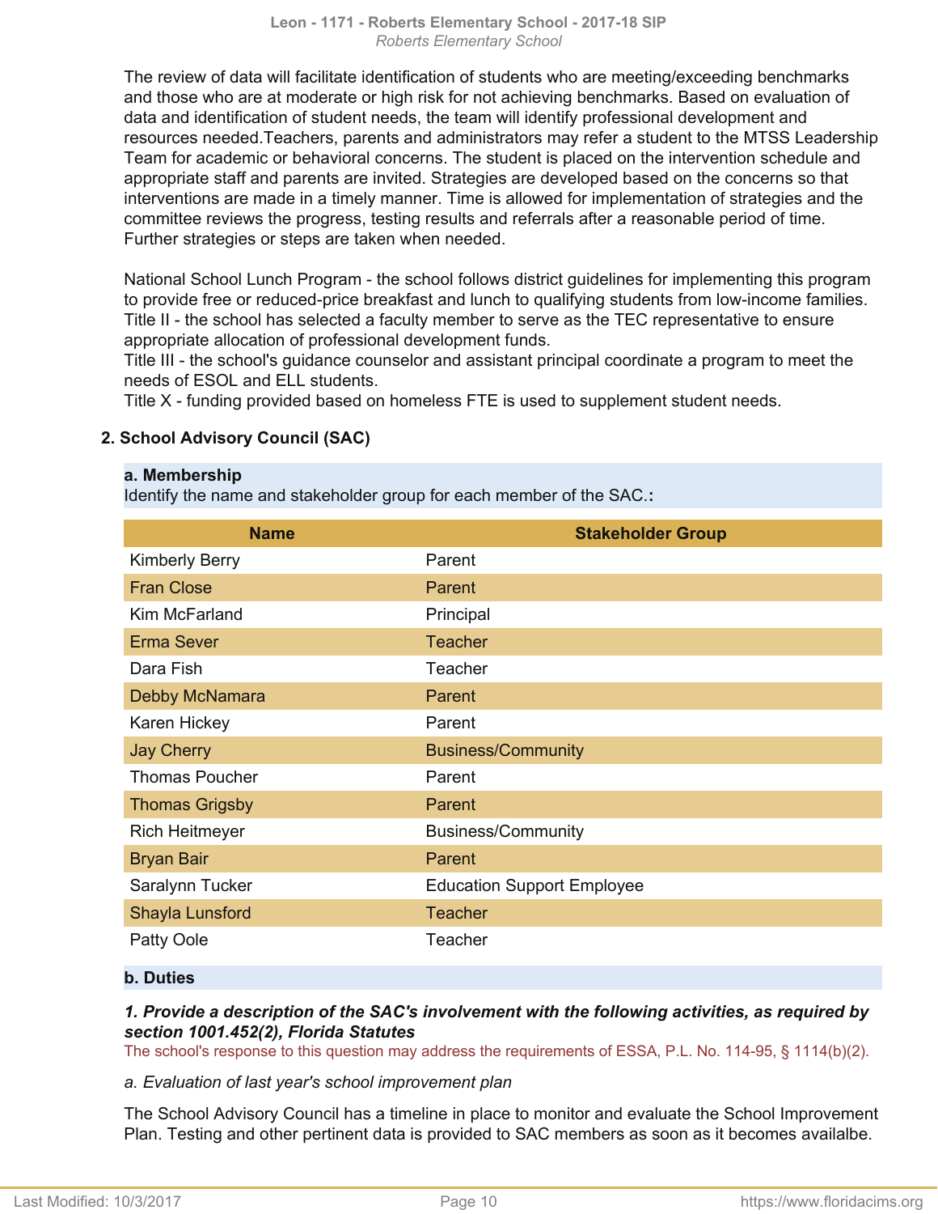The review of data will facilitate identification of students who are meeting/exceeding benchmarks and those who are at moderate or high risk for not achieving benchmarks. Based on evaluation of data and identification of student needs, the team will identify professional development and resources needed.Teachers, parents and administrators may refer a student to the MTSS Leadership Team for academic or behavioral concerns. The student is placed on the intervention schedule and appropriate staff and parents are invited. Strategies are developed based on the concerns so that interventions are made in a timely manner. Time is allowed for implementation of strategies and the committee reviews the progress, testing results and referrals after a reasonable period of time. Further strategies or steps are taken when needed.

National School Lunch Program - the school follows district guidelines for implementing this program to provide free or reduced-price breakfast and lunch to qualifying students from low-income families.
Title II - the school has selected a faculty member to serve as the TEC representative to ensure appropriate allocation of professional development funds.
Title III - the school's guidance counselor and assistant principal coordinate a program to meet the needs of ESOL and ELL students.
Title X - funding provided based on homeless FTE is used to supplement student needs.

### 2. School Advisory Council (SAC)

**a. Membership**
Identify the name and stakeholder group for each member of the SAC.**:**

| Name | Stakeholder Group |
|---|---|
| Kimberly Berry | Parent |
| Fran Close | Parent |
| Kim McFarland | Principal |
| Erma Sever | Teacher |
| Dara Fish | Teacher |
| Debby McNamara | Parent |
| Karen Hickey | Parent |
| Jay Cherry | Business/Community |
| Thomas Poucher | Parent |
| Thomas Grigsby | Parent |
| Rich Heitmeyer | Business/Community |
| Bryan Bair | Parent |
| Saralynn Tucker | Education Support Employee |
| Shayla Lunsford | Teacher |
| Patty Oole | Teacher |

**b. Duties**

***1. Provide a description of the SAC's involvement with the following activities, as required by section 1001.452(2), Florida Statutes***
The school's response to this question may address the requirements of ESSA, P.L. No. 114-95, § 1114(b)(2).

*a. Evaluation of last year's school improvement plan*

The School Advisory Council has a timeline in place to monitor and evaluate the School Improvement Plan. Testing and other pertinent data is provided to SAC members as soon as it becomes availalbe.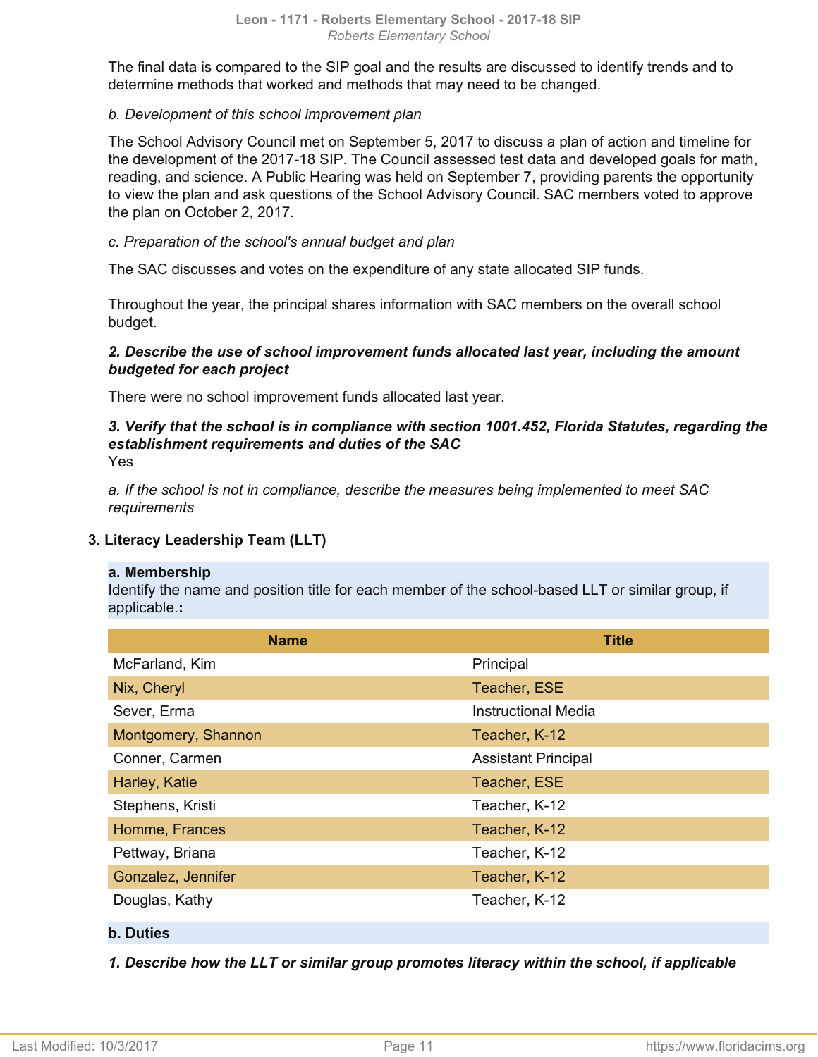The final data is compared to the SIP goal and the results are discussed to identify trends and to determine methods that worked and methods that may need to be changed.

*b. Development of this school improvement plan*

The School Advisory Council met on September 5, 2017 to discuss a plan of action and timeline for the development of the 2017-18 SIP. The Council assessed test data and developed goals for math, reading, and science. A Public Hearing was held on September 7, providing parents the opportunity to view the plan and ask questions of the School Advisory Council. SAC members voted to approve the plan on October 2, 2017.

*c. Preparation of the school's annual budget and plan*

The SAC discusses and votes on the expenditure of any state allocated SIP funds.

Throughout the year, the principal shares information with SAC members on the overall school budget.

***2. Describe the use of school improvement funds allocated last year, including the amount budgeted for each project***

There were no school improvement funds allocated last year.

***3. Verify that the school is in compliance with section 1001.452, Florida Statutes, regarding the establishment requirements and duties of the SAC***

Yes

*a. If the school is not in compliance, describe the measures being implemented to meet SAC requirements*

### 3. Literacy Leadership Team (LLT)

**a. Membership**

Identify the name and position title for each member of the school-based LLT or similar group, if applicable.**:**

| Name | Title |
|---|---|
| McFarland, Kim | Principal |
| Nix, Cheryl | Teacher, ESE |
| Sever, Erma | Instructional Media |
| Montgomery, Shannon | Teacher, K-12 |
| Conner, Carmen | Assistant Principal |
| Harley, Katie | Teacher, ESE |
| Stephens, Kristi | Teacher, K-12 |
| Homme, Frances | Teacher, K-12 |
| Pettway, Briana | Teacher, K-12 |
| Gonzalez, Jennifer | Teacher, K-12 |
| Douglas, Kathy | Teacher, K-12 |

**b. Duties**

***1. Describe how the LLT or similar group promotes literacy within the school, if applicable***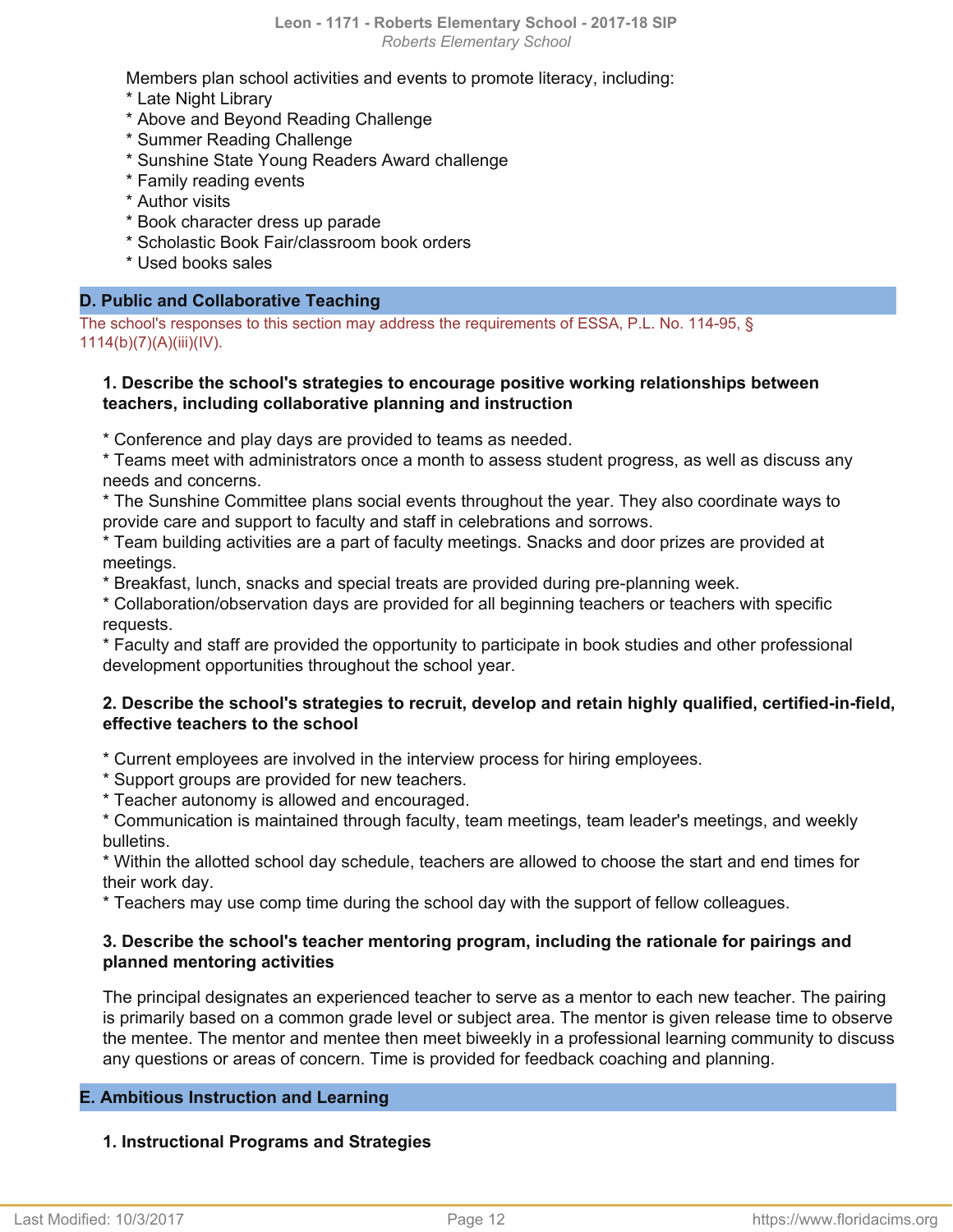Members plan school activities and events to promote literacy, including:
* Late Night Library
* Above and Beyond Reading Challenge
* Summer Reading Challenge
* Sunshine State Young Readers Award challenge
* Family reading events
* Author visits
* Book character dress up parade
* Scholastic Book Fair/classroom book orders
* Used books sales

## D. Public and Collaborative Teaching

The school's responses to this section may address the requirements of ESSA, P.L. No. 114-95, § 1114(b)(7)(A)(iii)(IV).

### 1. Describe the school's strategies to encourage positive working relationships between teachers, including collaborative planning and instruction

* Conference and play days are provided to teams as needed.
* Teams meet with administrators once a month to assess student progress, as well as discuss any needs and concerns.
* The Sunshine Committee plans social events throughout the year. They also coordinate ways to provide care and support to faculty and staff in celebrations and sorrows.
* Team building activities are a part of faculty meetings. Snacks and door prizes are provided at meetings.
* Breakfast, lunch, snacks and special treats are provided during pre-planning week.
* Collaboration/observation days are provided for all beginning teachers or teachers with specific requests.
* Faculty and staff are provided the opportunity to participate in book studies and other professional development opportunities throughout the school year.

### 2. Describe the school's strategies to recruit, develop and retain highly qualified, certified-in-field, effective teachers to the school

* Current employees are involved in the interview process for hiring employees.
* Support groups are provided for new teachers.
* Teacher autonomy is allowed and encouraged.
* Communication is maintained through faculty, team meetings, team leader's meetings, and weekly bulletins.
* Within the allotted school day schedule, teachers are allowed to choose the start and end times for their work day.
* Teachers may use comp time during the school day with the support of fellow colleagues.

### 3. Describe the school's teacher mentoring program, including the rationale for pairings and planned mentoring activities

The principal designates an experienced teacher to serve as a mentor to each new teacher. The pairing is primarily based on a common grade level or subject area. The mentor is given release time to observe the mentee. The mentor and mentee then meet biweekly in a professional learning community to discuss any questions or areas of concern. Time is provided for feedback coaching and planning.

## E. Ambitious Instruction and Learning

### 1. Instructional Programs and Strategies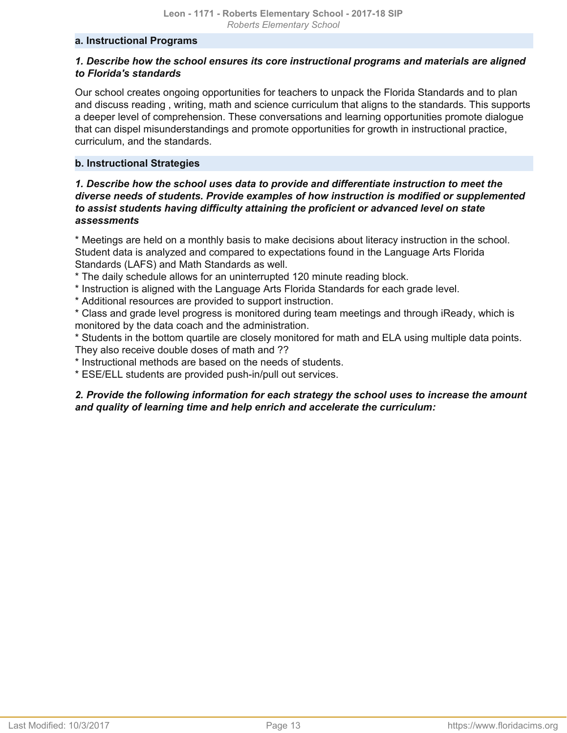### a. Instructional Programs

***1. Describe how the school ensures its core instructional programs and materials are aligned to Florida's standards***

Our school creates ongoing opportunities for teachers to unpack the Florida Standards and to plan and discuss reading , writing, math and science curriculum that aligns to the standards. This supports a deeper level of comprehension. These conversations and learning opportunities promote dialogue that can dispel misunderstandings and promote opportunities for growth in instructional practice, curriculum, and the standards.

### b. Instructional Strategies

***1. Describe how the school uses data to provide and differentiate instruction to meet the diverse needs of students. Provide examples of how instruction is modified or supplemented to assist students having difficulty attaining the proficient or advanced level on state assessments***

* Meetings are held on a monthly basis to make decisions about literacy instruction in the school. Student data is analyzed and compared to expectations found in the Language Arts Florida Standards (LAFS) and Math Standards as well.
* The daily schedule allows for an uninterrupted 120 minute reading block.
* Instruction is aligned with the Language Arts Florida Standards for each grade level.
* Additional resources are provided to support instruction.
* Class and grade level progress is monitored during team meetings and through iReady, which is monitored by the data coach and the administration.
* Students in the bottom quartile are closely monitored for math and ELA using multiple data points. They also receive double doses of math and ??
* Instructional methods are based on the needs of students.
* ESE/ELL students are provided push-in/pull out services.

***2. Provide the following information for each strategy the school uses to increase the amount and quality of learning time and help enrich and accelerate the curriculum:***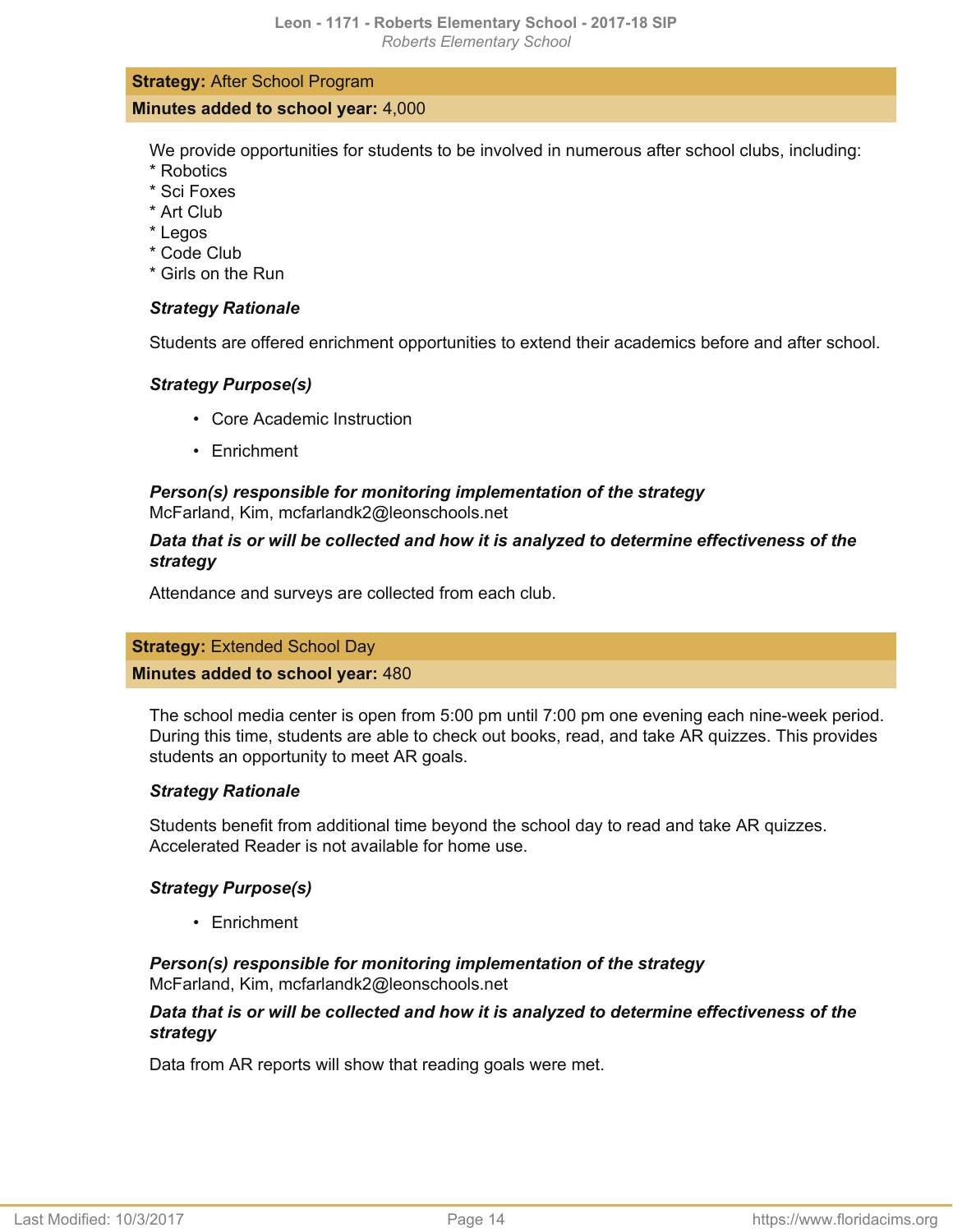**Strategy:** After School Program

**Minutes added to school year:** 4,000

We provide opportunities for students to be involved in numerous after school clubs, including:
* Robotics
* Sci Foxes
* Art Club
* Legos
* Code Club
* Girls on the Run

***Strategy Rationale***

Students are offered enrichment opportunities to extend their academics before and after school.

***Strategy Purpose(s)***

- Core Academic Instruction
- Enrichment

***Person(s) responsible for monitoring implementation of the strategy***
McFarland, Kim, mcfarlandk2@leonschools.net

***Data that is or will be collected and how it is analyzed to determine effectiveness of the strategy***

Attendance and surveys are collected from each club.

**Strategy:** Extended School Day

**Minutes added to school year:** 480

The school media center is open from 5:00 pm until 7:00 pm one evening each nine-week period. During this time, students are able to check out books, read, and take AR quizzes. This provides students an opportunity to meet AR goals.

***Strategy Rationale***

Students benefit from additional time beyond the school day to read and take AR quizzes. Accelerated Reader is not available for home use.

***Strategy Purpose(s)***

- Enrichment

***Person(s) responsible for monitoring implementation of the strategy***
McFarland, Kim, mcfarlandk2@leonschools.net

***Data that is or will be collected and how it is analyzed to determine effectiveness of the strategy***

Data from AR reports will show that reading goals were met.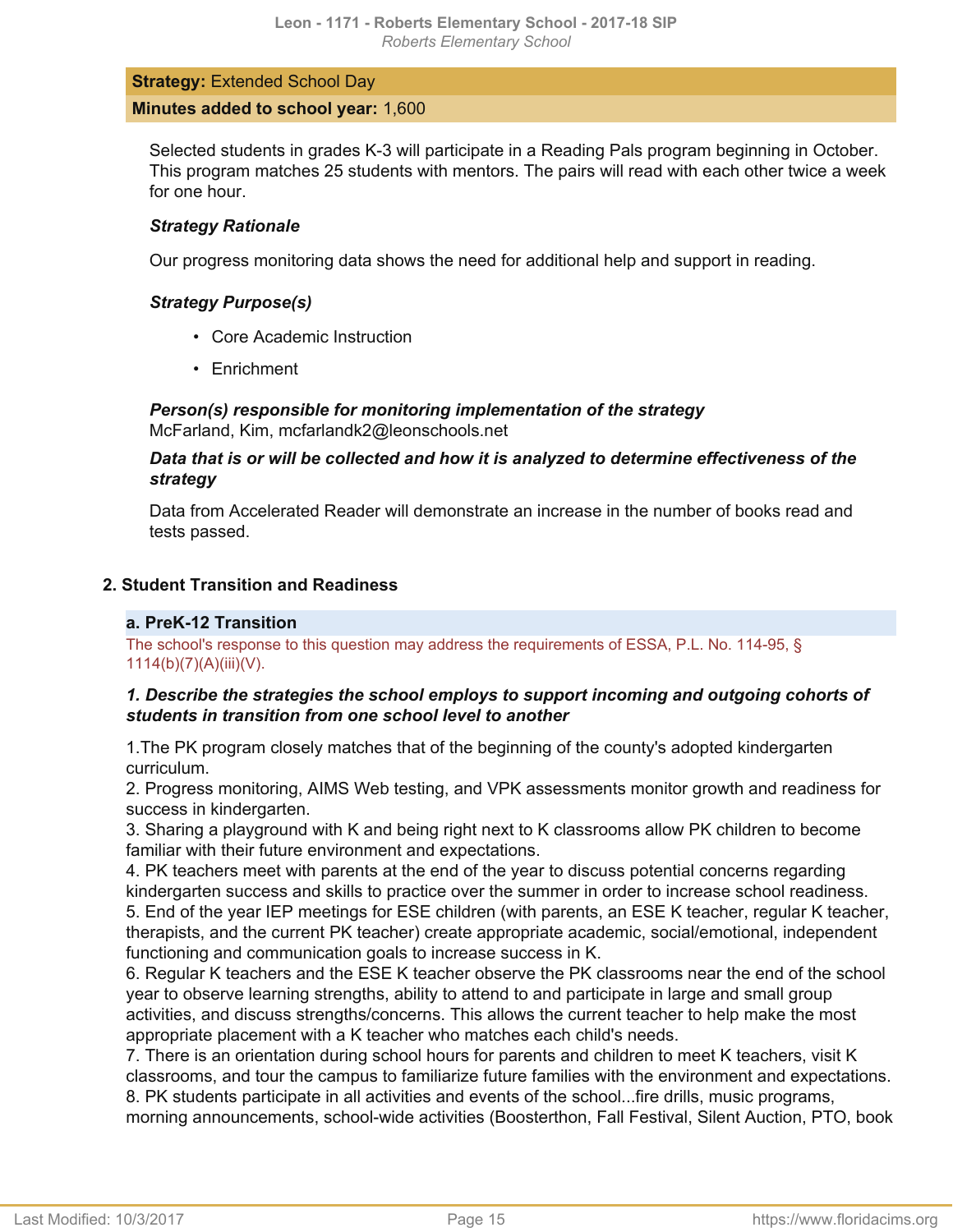**Strategy:** Extended School Day

**Minutes added to school year:** 1,600

Selected students in grades K-3 will participate in a Reading Pals program beginning in October. This program matches 25 students with mentors. The pairs will read with each other twice a week for one hour.

***Strategy Rationale***

Our progress monitoring data shows the need for additional help and support in reading.

***Strategy Purpose(s)***

- Core Academic Instruction
- Enrichment

***Person(s) responsible for monitoring implementation of the strategy***
McFarland, Kim, mcfarlandk2@leonschools.net

***Data that is or will be collected and how it is analyzed to determine effectiveness of the strategy***

Data from Accelerated Reader will demonstrate an increase in the number of books read and tests passed.

## 2. Student Transition and Readiness

### a. PreK-12 Transition

The school's response to this question may address the requirements of ESSA, P.L. No. 114-95, § 1114(b)(7)(A)(iii)(V).

***1. Describe the strategies the school employs to support incoming and outgoing cohorts of students in transition from one school level to another***

1.The PK program closely matches that of the beginning of the county's adopted kindergarten curriculum.
2. Progress monitoring, AIMS Web testing, and VPK assessments monitor growth and readiness for success in kindergarten.
3. Sharing a playground with K and being right next to K classrooms allow PK children to become familiar with their future environment and expectations.
4. PK teachers meet with parents at the end of the year to discuss potential concerns regarding kindergarten success and skills to practice over the summer in order to increase school readiness.
5. End of the year IEP meetings for ESE children (with parents, an ESE K teacher, regular K teacher, therapists, and the current PK teacher) create appropriate academic, social/emotional, independent functioning and communication goals to increase success in K.
6. Regular K teachers and the ESE K teacher observe the PK classrooms near the end of the school year to observe learning strengths, ability to attend to and participate in large and small group activities, and discuss strengths/concerns. This allows the current teacher to help make the most appropriate placement with a K teacher who matches each child's needs.
7. There is an orientation during school hours for parents and children to meet K teachers, visit K classrooms, and tour the campus to familiarize future families with the environment and expectations.
8. PK students participate in all activities and events of the school...fire drills, music programs, morning announcements, school-wide activities (Boosterthon, Fall Festival, Silent Auction, PTO, book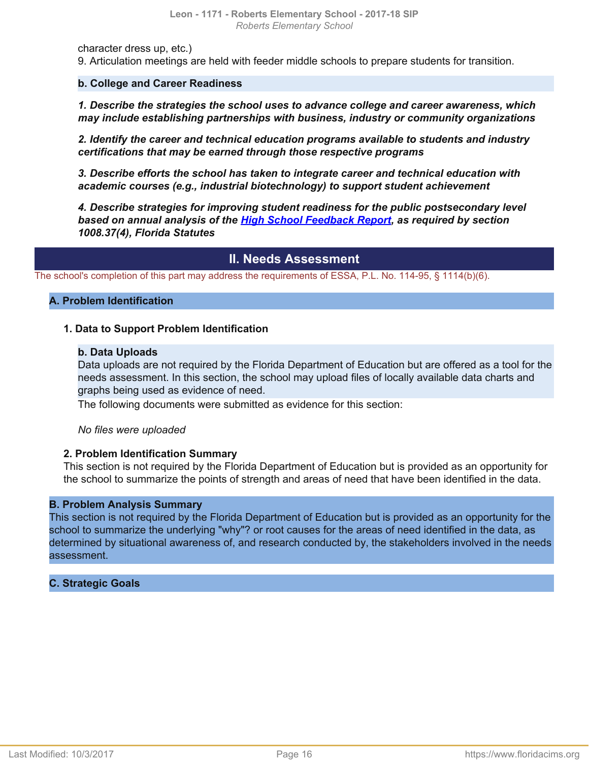character dress up, etc.)
9. Articulation meetings are held with feeder middle schools to prepare students for transition.

#### b. College and Career Readiness

***1. Describe the strategies the school uses to advance college and career awareness, which may include establishing partnerships with business, industry or community organizations***

***2. Identify the career and technical education programs available to students and industry certifications that may be earned through those respective programs***

***3. Describe efforts the school has taken to integrate career and technical education with academic courses (e.g., industrial biotechnology) to support student achievement***

***4. Describe strategies for improving student readiness for the public postsecondary level based on annual analysis of the [High School Feedback Report](), as required by section 1008.37(4), Florida Statutes***

## II. Needs Assessment

The school's completion of this part may address the requirements of ESSA, P.L. No. 114-95, § 1114(b)(6).

### A. Problem Identification

#### 1. Data to Support Problem Identification

##### b. Data Uploads

Data uploads are not required by the Florida Department of Education but are offered as a tool for the needs assessment. In this section, the school may upload files of locally available data charts and graphs being used as evidence of need.

The following documents were submitted as evidence for this section:

*No files were uploaded*

#### 2. Problem Identification Summary

This section is not required by the Florida Department of Education but is provided as an opportunity for the school to summarize the points of strength and areas of need that have been identified in the data.

### B. Problem Analysis Summary

This section is not required by the Florida Department of Education but is provided as an opportunity for the school to summarize the underlying "why"? or root causes for the areas of need identified in the data, as determined by situational awareness of, and research conducted by, the stakeholders involved in the needs assessment.

### C. Strategic Goals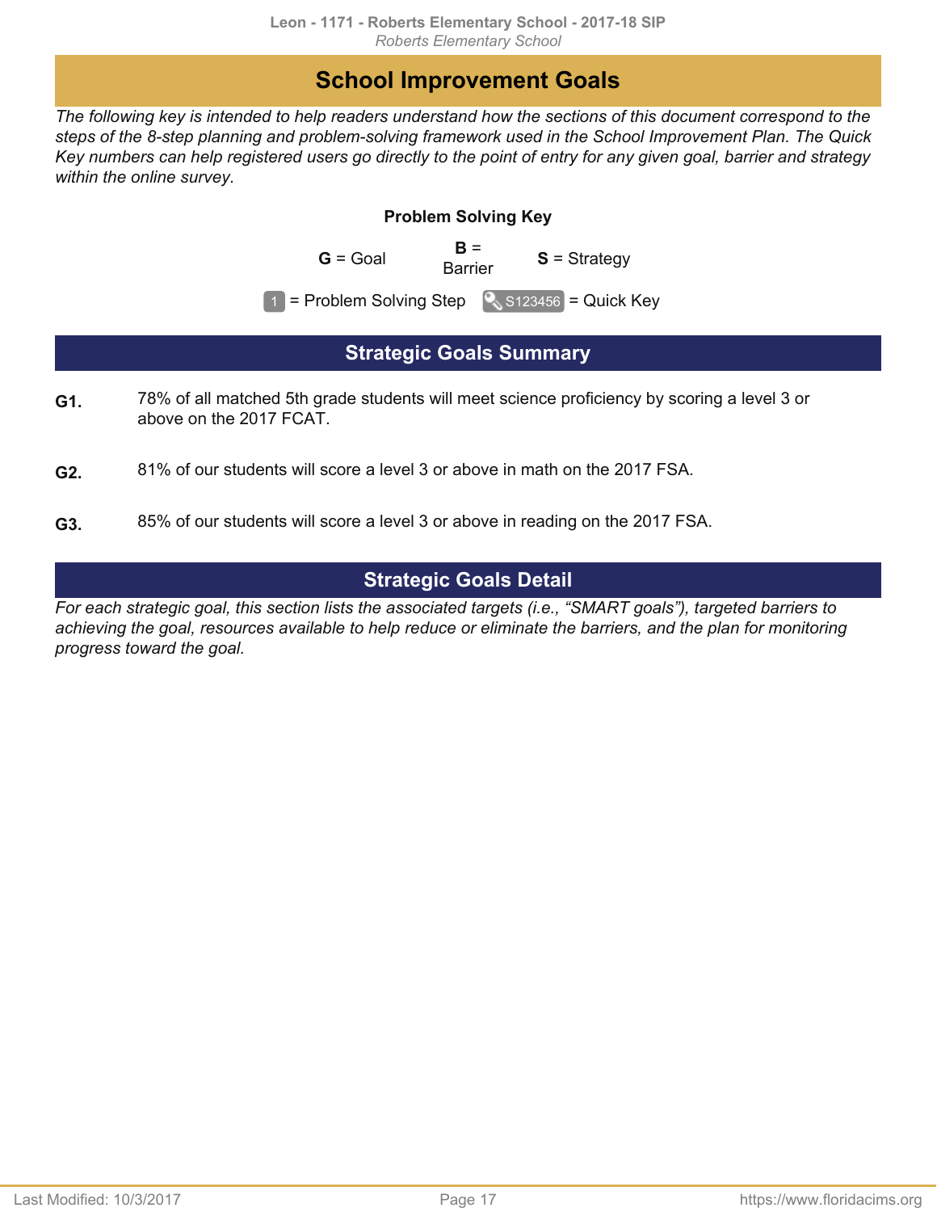# School Improvement Goals

*The following key is intended to help readers understand how the sections of this document correspond to the steps of the 8-step planning and problem-solving framework used in the School Improvement Plan. The Quick Key numbers can help registered users go directly to the point of entry for any given goal, barrier and strategy within the online survey.*

**Problem Solving Key**

**G** = Goal    **B** = Barrier    **S** = Strategy

1 = Problem Solving Step    S123456 = Quick Key

## Strategic Goals Summary

**G1.** 78% of all matched 5th grade students will meet science proficiency by scoring a level 3 or above on the 2017 FCAT.

**G2.** 81% of our students will score a level 3 or above in math on the 2017 FSA.

**G3.** 85% of our students will score a level 3 or above in reading on the 2017 FSA.

## Strategic Goals Detail

*For each strategic goal, this section lists the associated targets (i.e., "SMART goals"), targeted barriers to achieving the goal, resources available to help reduce or eliminate the barriers, and the plan for monitoring progress toward the goal.*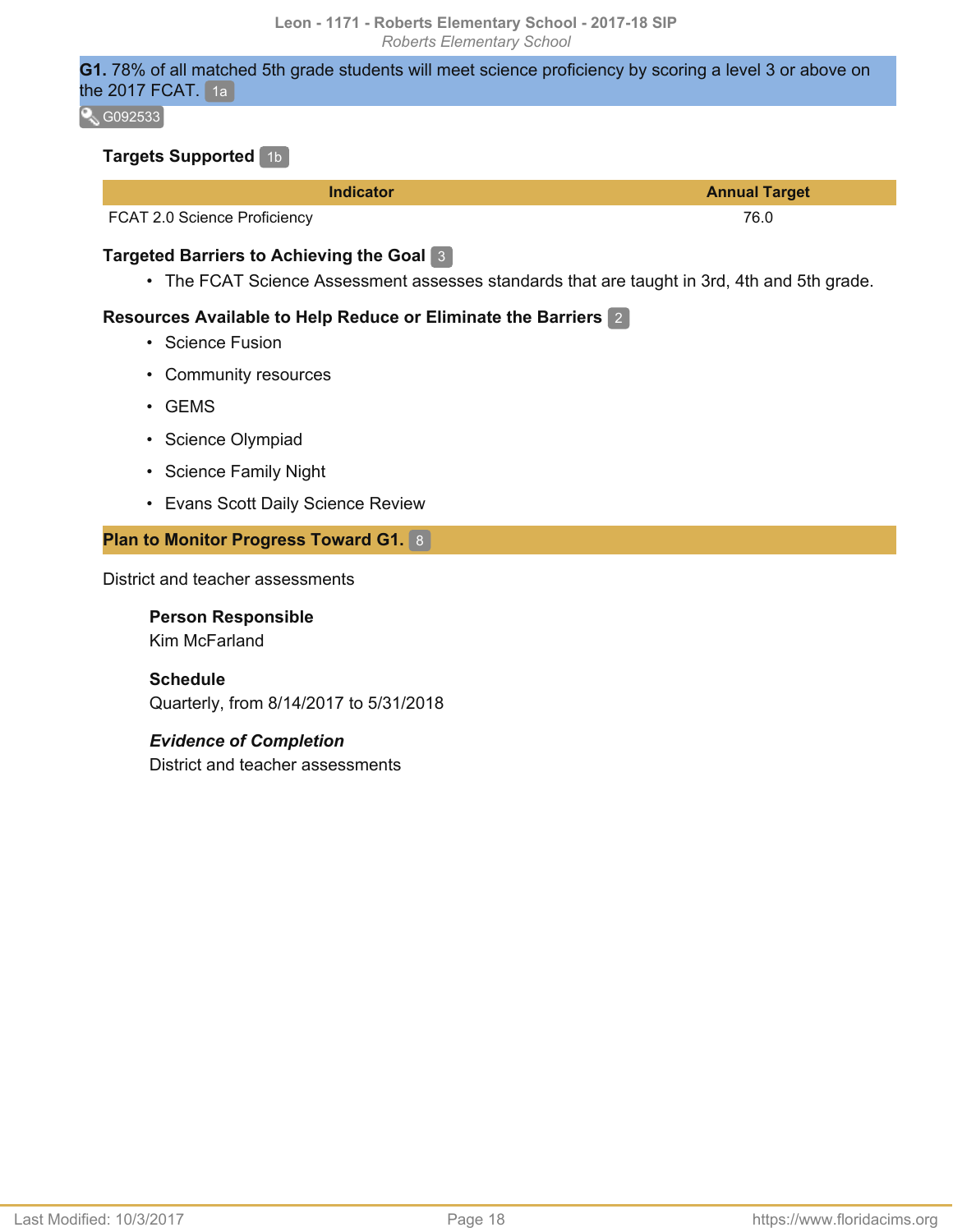**G1.** 78% of all matched 5th grade students will meet science proficiency by scoring a level 3 or above on the 2017 FCAT. 1a

G092533

### Targets Supported 1b

| Indicator | Annual Target |
|---|---|
| FCAT 2.0 Science Proficiency | 76.0 |

### Targeted Barriers to Achieving the Goal 3

- The FCAT Science Assessment assesses standards that are taught in 3rd, 4th and 5th grade.

### Resources Available to Help Reduce or Eliminate the Barriers 2

- Science Fusion
- Community resources
- GEMS
- Science Olympiad
- Science Family Night
- Evans Scott Daily Science Review

### Plan to Monitor Progress Toward G1. 8

District and teacher assessments

**Person Responsible**
Kim McFarland

**Schedule**
Quarterly, from 8/14/2017 to 5/31/2018

***Evidence of Completion***
District and teacher assessments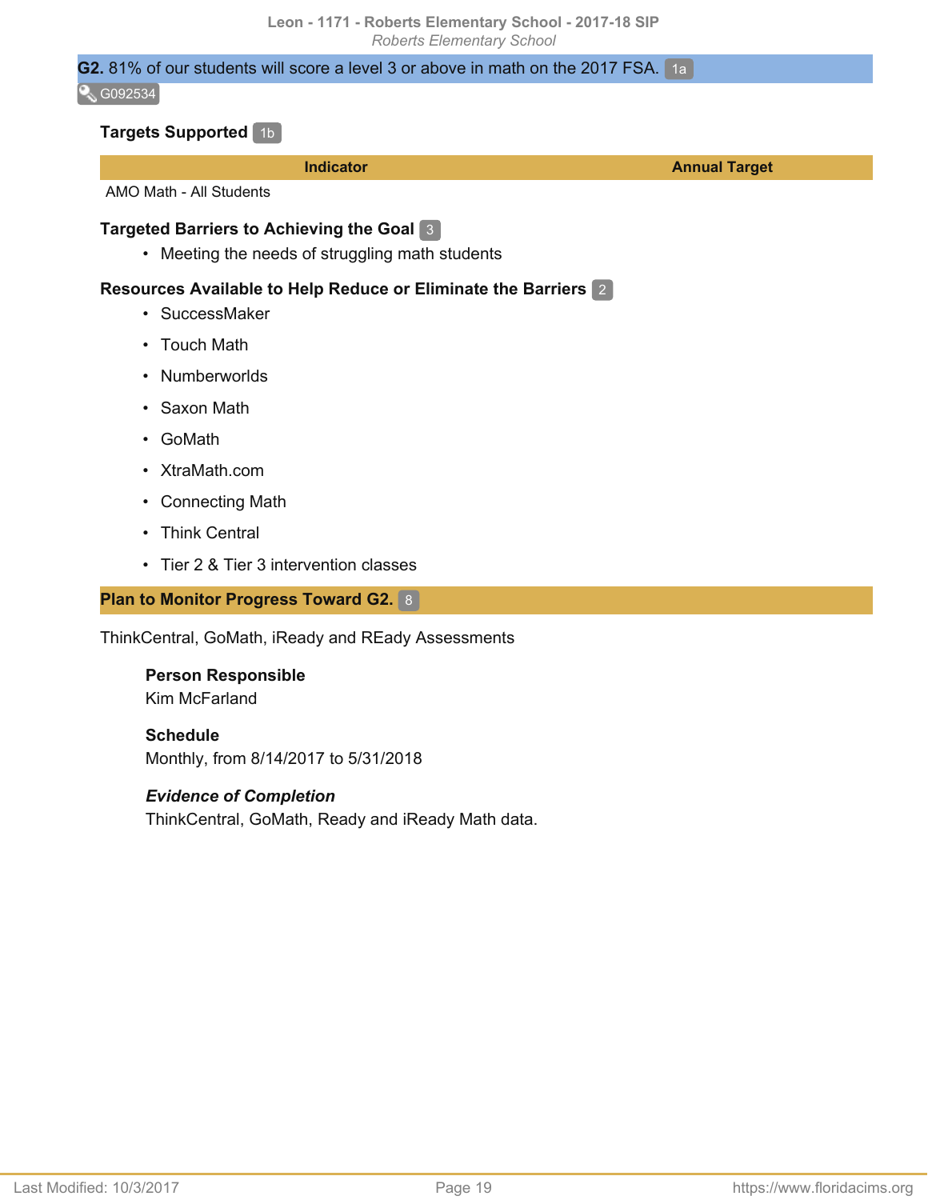**G2.** 81% of our students will score a level 3 or above in math on the 2017 FSA. 1a

G092534

### Targets Supported 1b

| Indicator | Annual Target |
| --- | --- |
| AMO Math - All Students | |

### Targeted Barriers to Achieving the Goal 3

- Meeting the needs of struggling math students

### Resources Available to Help Reduce or Eliminate the Barriers 2

- SuccessMaker
- Touch Math
- Numberworlds
- Saxon Math
- GoMath
- XtraMath.com
- Connecting Math
- Think Central
- Tier 2 & Tier 3 intervention classes

### Plan to Monitor Progress Toward G2. 8

ThinkCentral, GoMath, iReady and REady Assessments

**Person Responsible**
Kim McFarland

**Schedule**
Monthly, from 8/14/2017 to 5/31/2018

***Evidence of Completion***
ThinkCentral, GoMath, Ready and iReady Math data.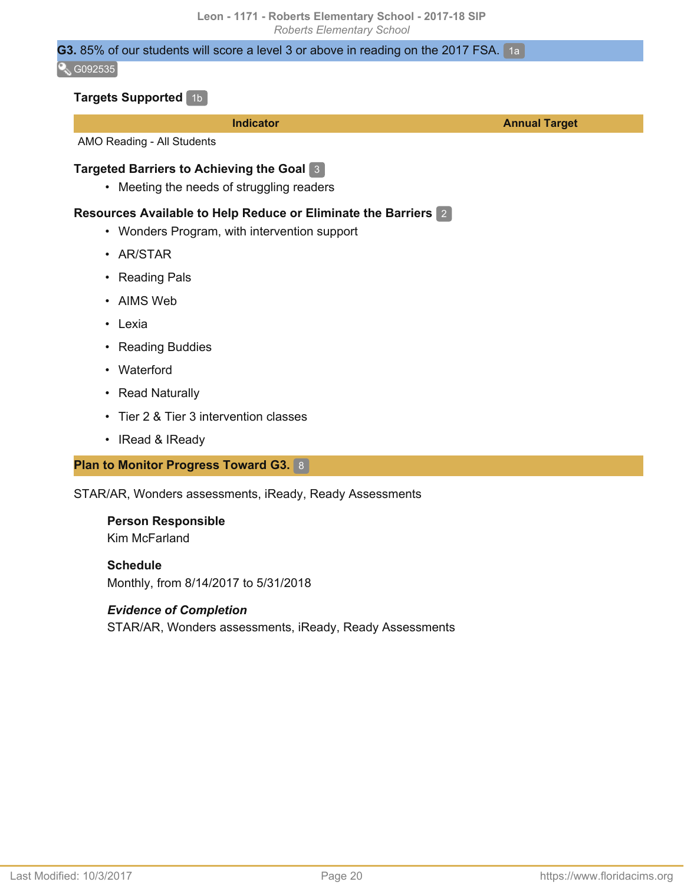**G3.** 85% of our students will score a level 3 or above in reading on the 2017 FSA. 1a

G092535

### Targets Supported 1b

| Indicator | Annual Target |
|---|---|
| AMO Reading - All Students | |

### Targeted Barriers to Achieving the Goal 3

- Meeting the needs of struggling readers

### Resources Available to Help Reduce or Eliminate the Barriers 2

- Wonders Program, with intervention support
- AR/STAR
- Reading Pals
- AIMS Web
- Lexia
- Reading Buddies
- Waterford
- Read Naturally
- Tier 2 & Tier 3 intervention classes
- IRead & IReady

### Plan to Monitor Progress Toward G3. 8

STAR/AR, Wonders assessments, iReady, Ready Assessments

**Person Responsible**
Kim McFarland

**Schedule**
Monthly, from 8/14/2017 to 5/31/2018

***Evidence of Completion***
STAR/AR, Wonders assessments, iReady, Ready Assessments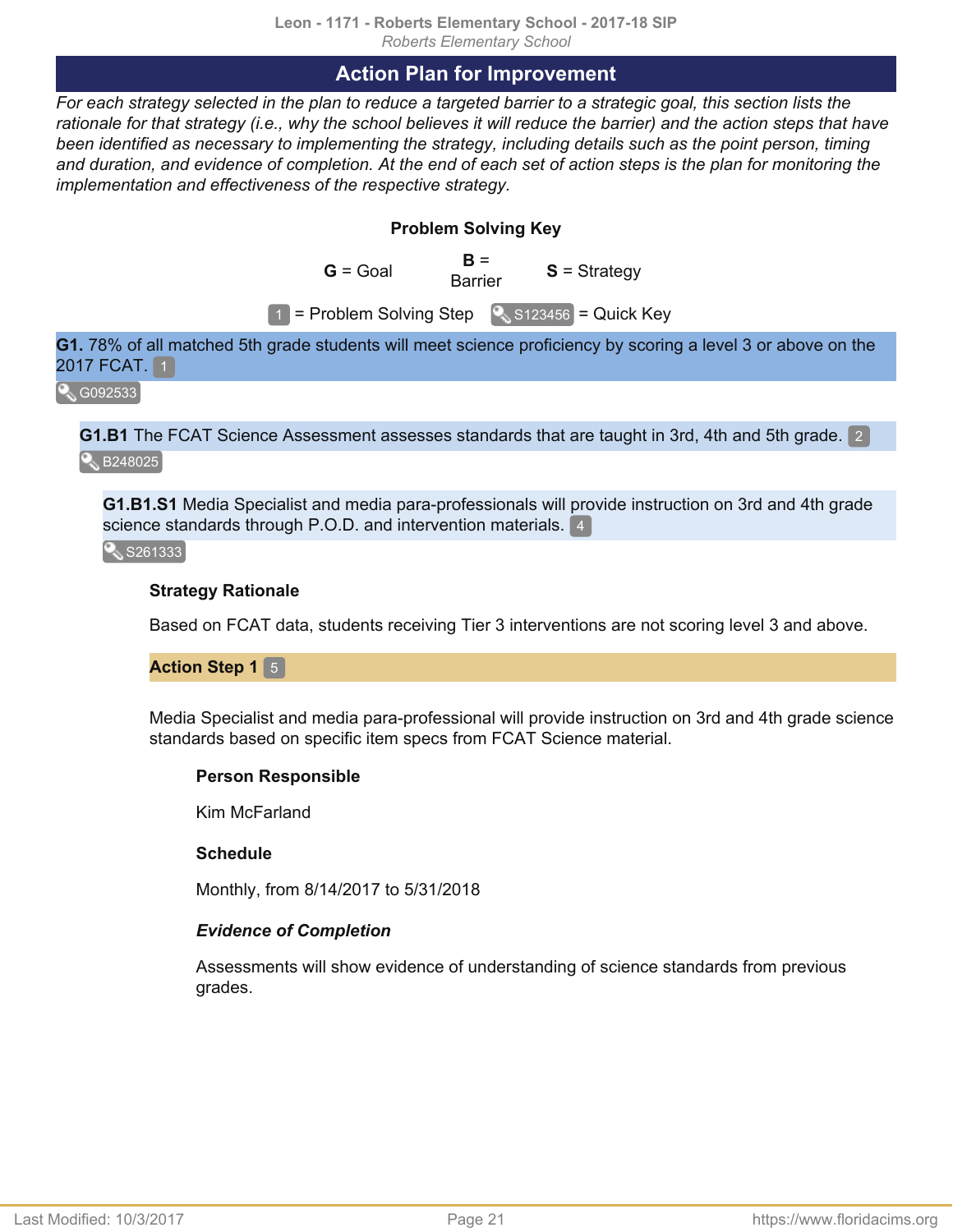## Action Plan for Improvement

*For each strategy selected in the plan to reduce a targeted barrier to a strategic goal, this section lists the rationale for that strategy (i.e., why the school believes it will reduce the barrier) and the action steps that have been identified as necessary to implementing the strategy, including details such as the point person, timing and duration, and evidence of completion. At the end of each set of action steps is the plan for monitoring the implementation and effectiveness of the respective strategy.*

**Problem Solving Key**

**G** = Goal **B** = Barrier **S** = Strategy

1 = Problem Solving Step S123456 = Quick Key

**G1.** 78% of all matched 5th grade students will meet science proficiency by scoring a level 3 or above on the 2017 FCAT. 1

G092533

**G1.B1** The FCAT Science Assessment assesses standards that are taught in 3rd, 4th and 5th grade. 2

B248025

**G1.B1.S1** Media Specialist and media para-professionals will provide instruction on 3rd and 4th grade science standards through P.O.D. and intervention materials. 4

S261333

**Strategy Rationale**

Based on FCAT data, students receiving Tier 3 interventions are not scoring level 3 and above.

**Action Step 1** 5

Media Specialist and media para-professional will provide instruction on 3rd and 4th grade science standards based on specific item specs from FCAT Science material.

**Person Responsible**

Kim McFarland

**Schedule**

Monthly, from 8/14/2017 to 5/31/2018

***Evidence of Completion***

Assessments will show evidence of understanding of science standards from previous grades.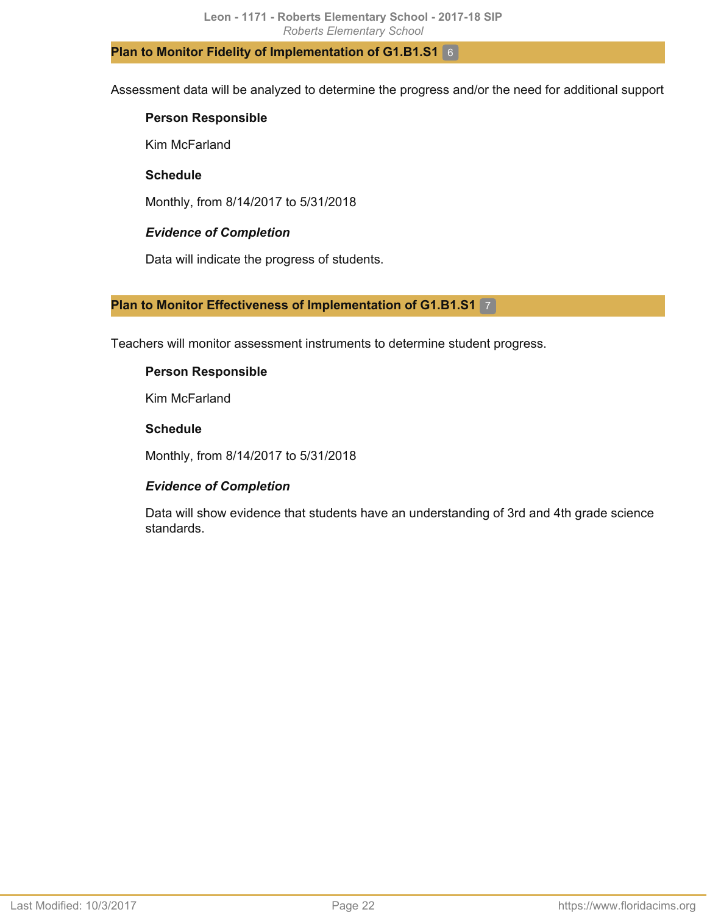### Plan to Monitor Fidelity of Implementation of G1.B1.S1 6

Assessment data will be analyzed to determine the progress and/or the need for additional support

**Person Responsible**

Kim McFarland

**Schedule**

Monthly, from 8/14/2017 to 5/31/2018

***Evidence of Completion***

Data will indicate the progress of students.

### Plan to Monitor Effectiveness of Implementation of G1.B1.S1 7

Teachers will monitor assessment instruments to determine student progress.

**Person Responsible**

Kim McFarland

**Schedule**

Monthly, from 8/14/2017 to 5/31/2018

***Evidence of Completion***

Data will show evidence that students have an understanding of 3rd and 4th grade science standards.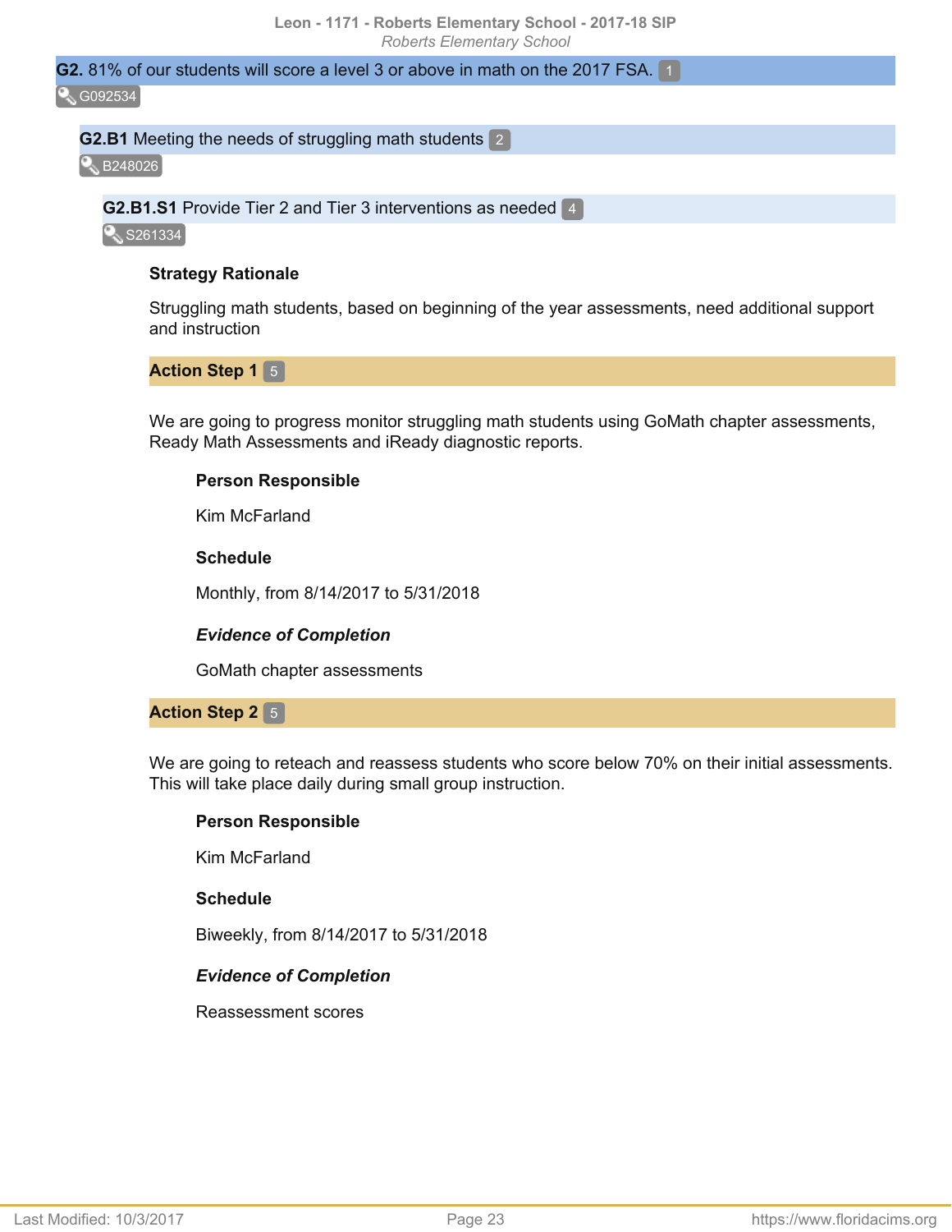**G2.** 81% of our students will score a level 3 or above in math on the 2017 FSA. 1

G092534

**G2.B1** Meeting the needs of struggling math students 2

B248026

**G2.B1.S1** Provide Tier 2 and Tier 3 interventions as needed 4

S261334

**Strategy Rationale**

Struggling math students, based on beginning of the year assessments, need additional support and instruction

**Action Step 1** 5

We are going to progress monitor struggling math students using GoMath chapter assessments, Ready Math Assessments and iReady diagnostic reports.

**Person Responsible**

Kim McFarland

**Schedule**

Monthly, from 8/14/2017 to 5/31/2018

***Evidence of Completion***

GoMath chapter assessments

**Action Step 2** 5

We are going to reteach and reassess students who score below 70% on their initial assessments. This will take place daily during small group instruction.

**Person Responsible**

Kim McFarland

**Schedule**

Biweekly, from 8/14/2017 to 5/31/2018

***Evidence of Completion***

Reassessment scores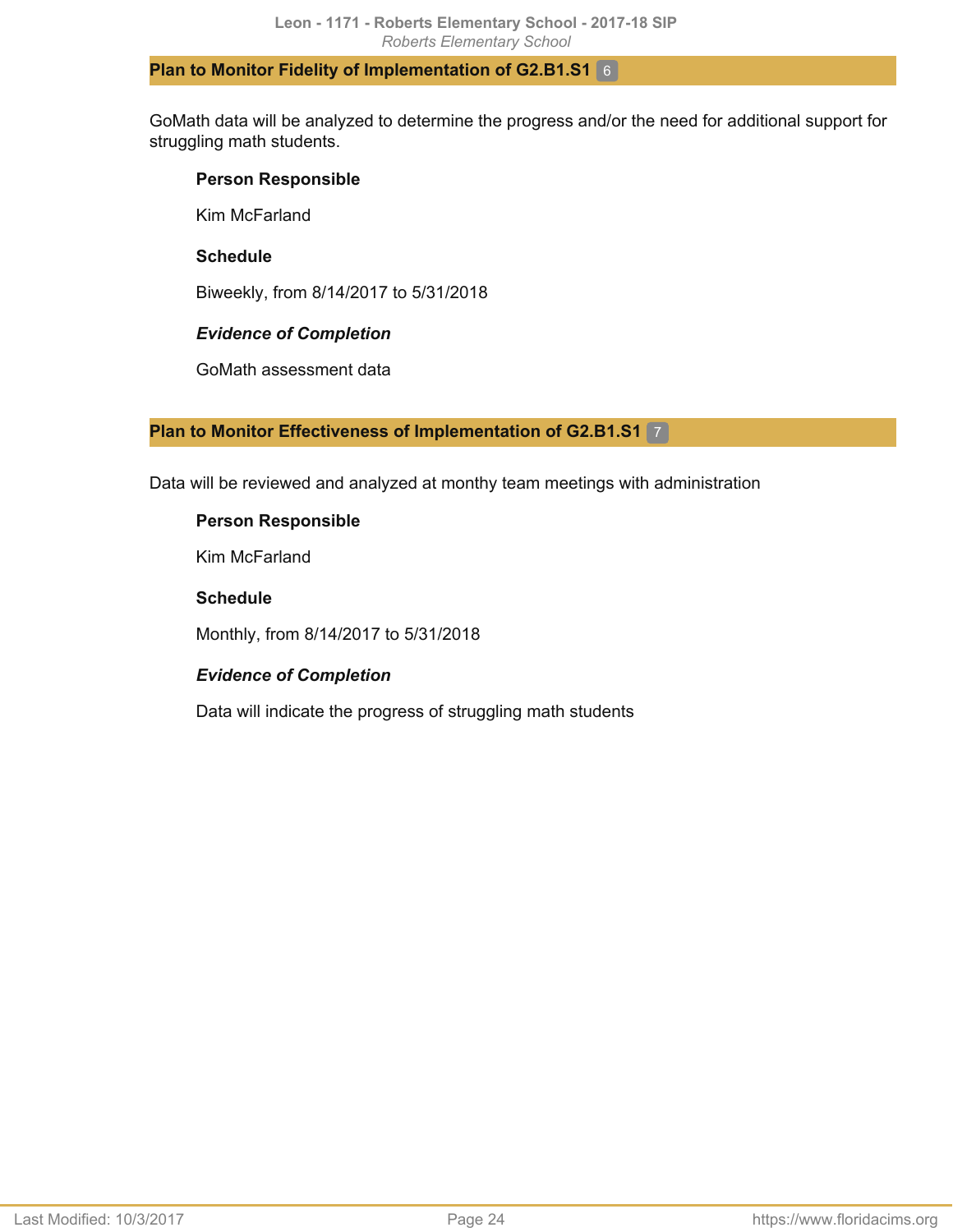### Plan to Monitor Fidelity of Implementation of G2.B1.S1 6

GoMath data will be analyzed to determine the progress and/or the need for additional support for struggling math students.

**Person Responsible**

Kim McFarland

**Schedule**

Biweekly, from 8/14/2017 to 5/31/2018

***Evidence of Completion***

GoMath assessment data

### Plan to Monitor Effectiveness of Implementation of G2.B1.S1 7

Data will be reviewed and analyzed at monthy team meetings with administration

**Person Responsible**

Kim McFarland

**Schedule**

Monthly, from 8/14/2017 to 5/31/2018

***Evidence of Completion***

Data will indicate the progress of struggling math students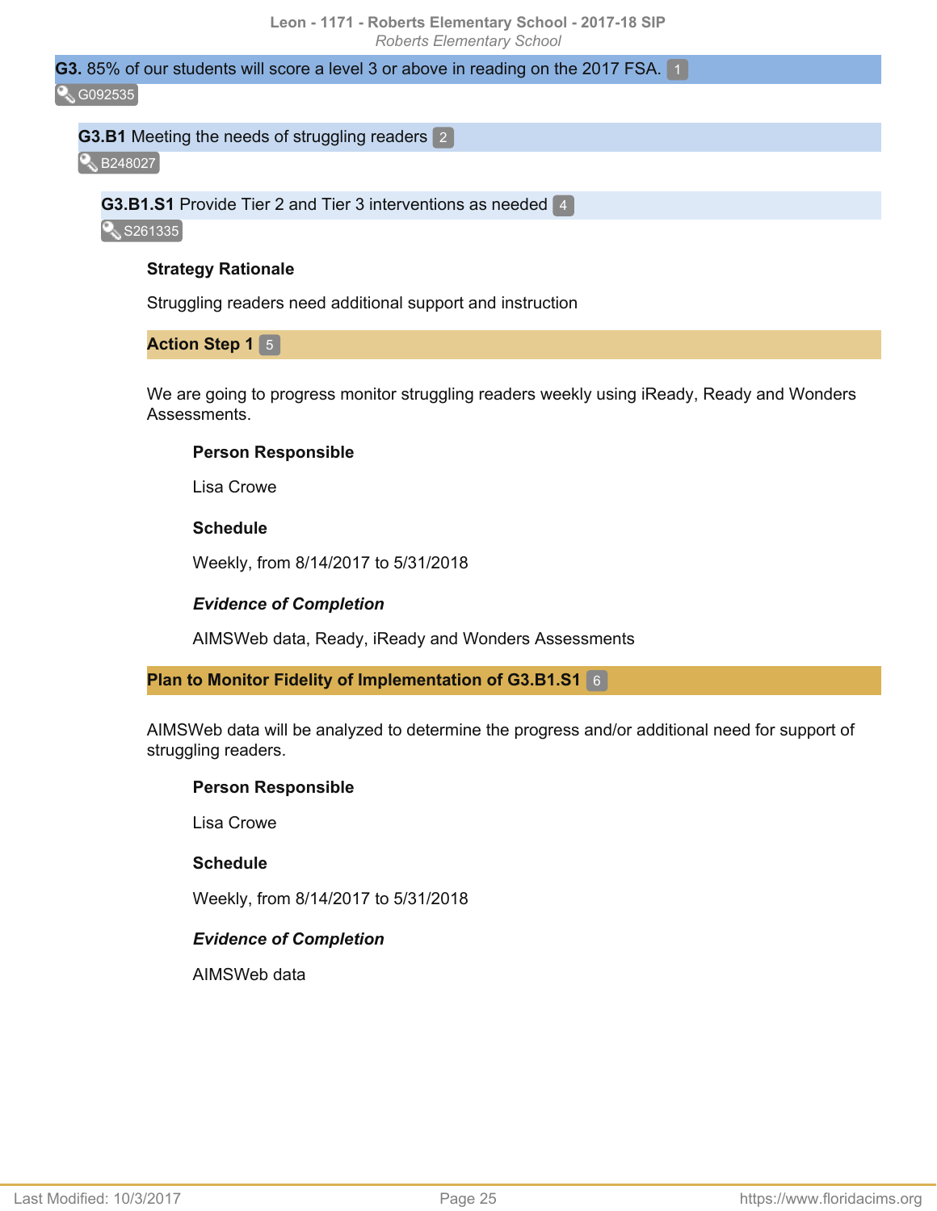**G3.** 85% of our students will score a level 3 or above in reading on the 2017 FSA. 1

G092535

**G3.B1** Meeting the needs of struggling readers 2

B248027

**G3.B1.S1** Provide Tier 2 and Tier 3 interventions as needed 4

S261335

**Strategy Rationale**

Struggling readers need additional support and instruction

**Action Step 1** 5

We are going to progress monitor struggling readers weekly using iReady, Ready and Wonders Assessments.

**Person Responsible**

Lisa Crowe

**Schedule**

Weekly, from 8/14/2017 to 5/31/2018

***Evidence of Completion***

AIMSWeb data, Ready, iReady and Wonders Assessments

**Plan to Monitor Fidelity of Implementation of G3.B1.S1** 6

AIMSWeb data will be analyzed to determine the progress and/or additional need for support of struggling readers.

**Person Responsible**

Lisa Crowe

**Schedule**

Weekly, from 8/14/2017 to 5/31/2018

***Evidence of Completion***

AIMSWeb data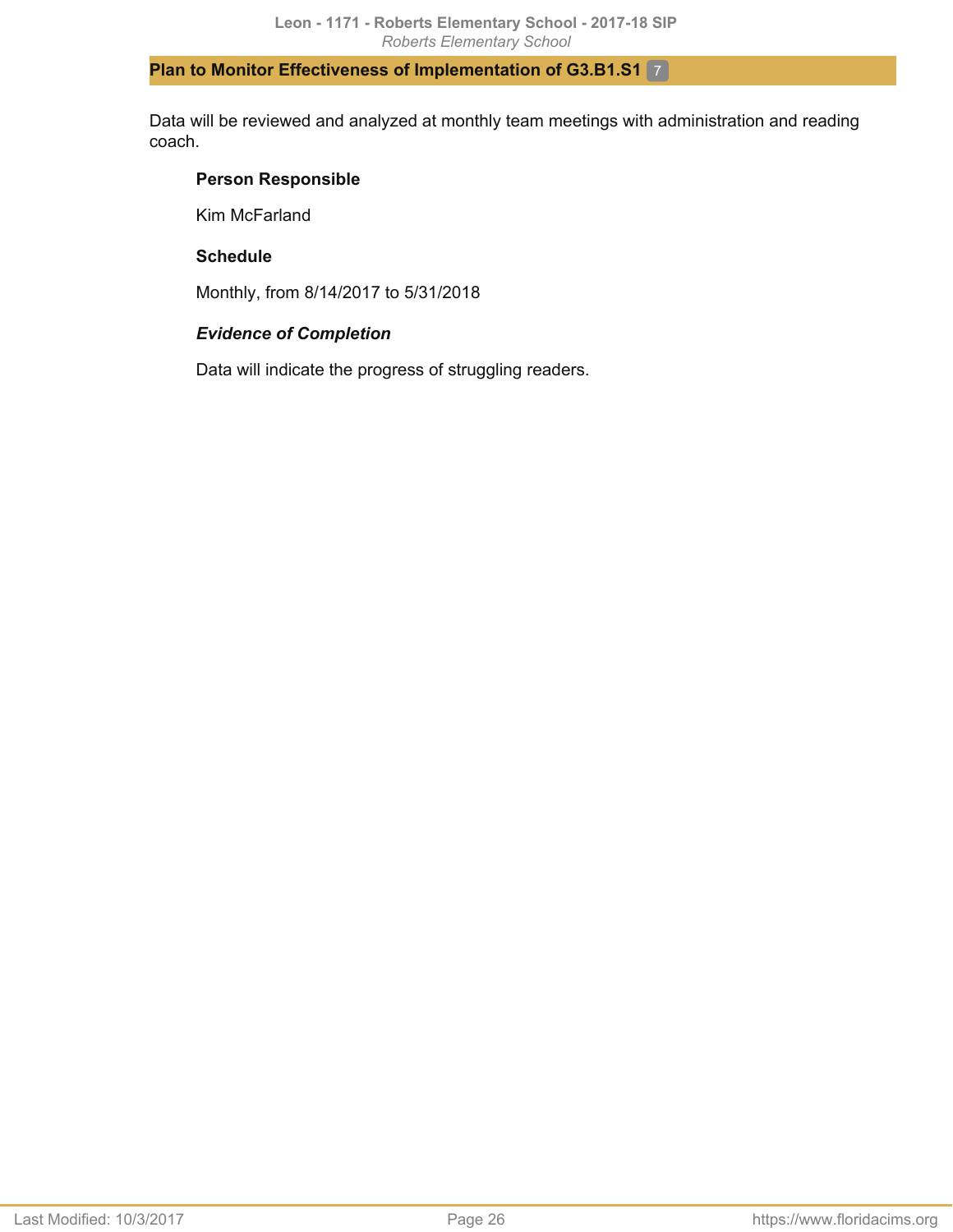## Plan to Monitor Effectiveness of Implementation of G3.B1.S1 7

Data will be reviewed and analyzed at monthly team meetings with administration and reading coach.

**Person Responsible**

Kim McFarland

**Schedule**

Monthly, from 8/14/2017 to 5/31/2018

***Evidence of Completion***

Data will indicate the progress of struggling readers.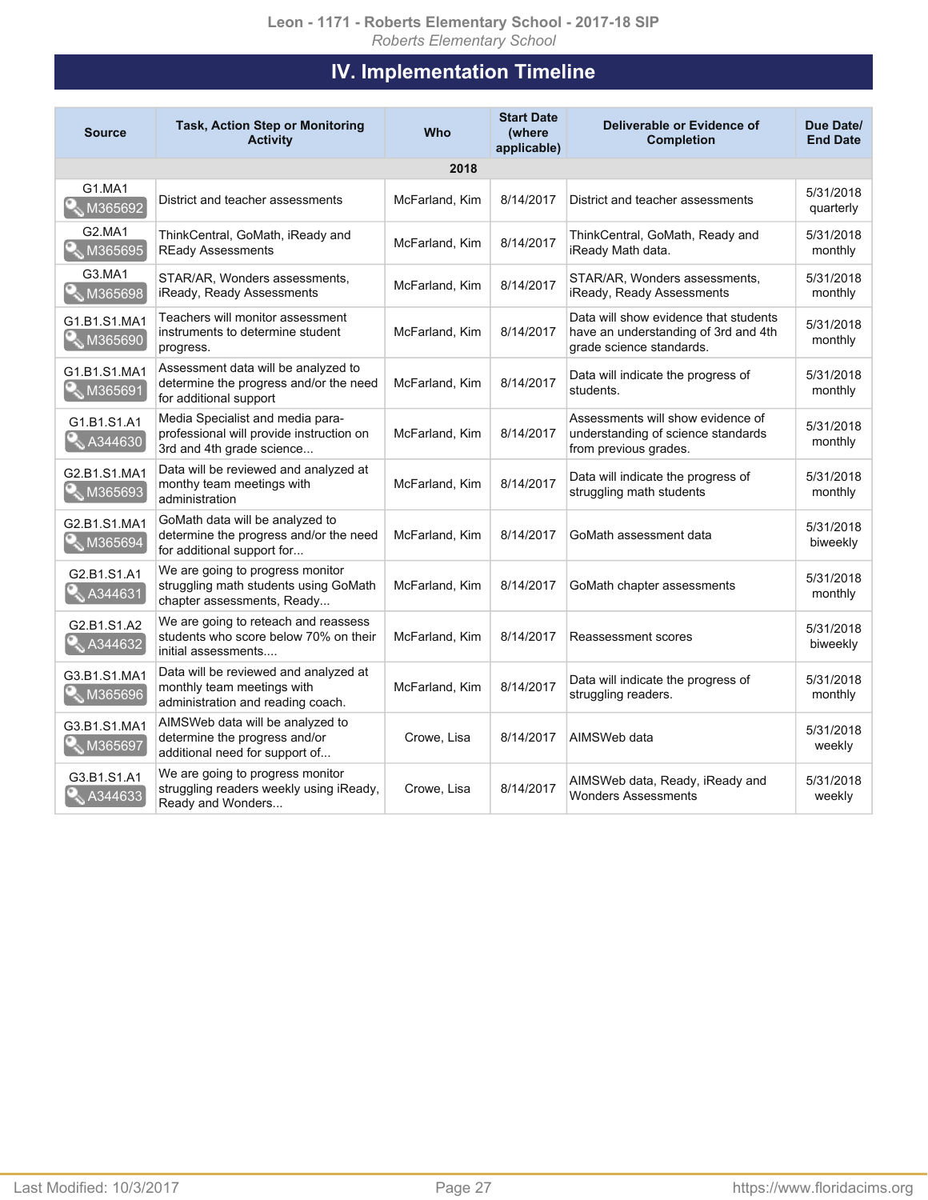## IV. Implementation Timeline

| Source | Task, Action Step or Monitoring Activity | Who | Start Date (where applicable) | Deliverable or Evidence of Completion | Due Date/ End Date |
|---|---|---|---|---|---|
| | | | **2018** | | |
| G1.MA1 M365692 | District and teacher assessments | McFarland, Kim | 8/14/2017 | District and teacher assessments | 5/31/2018 quarterly |
| G2.MA1 M365695 | ThinkCentral, GoMath, iReady and REady Assessments | McFarland, Kim | 8/14/2017 | ThinkCentral, GoMath, Ready and iReady Math data. | 5/31/2018 monthly |
| G3.MA1 M365698 | STAR/AR, Wonders assessments, iReady, Ready Assessments | McFarland, Kim | 8/14/2017 | STAR/AR, Wonders assessments, iReady, Ready Assessments | 5/31/2018 monthly |
| G1.B1.S1.MA1 M365690 | Teachers will monitor assessment instruments to determine student progress. | McFarland, Kim | 8/14/2017 | Data will show evidence that students have an understanding of 3rd and 4th grade science standards. | 5/31/2018 monthly |
| G1.B1.S1.MA1 M365691 | Assessment data will be analyzed to determine the progress and/or the need for additional support | McFarland, Kim | 8/14/2017 | Data will indicate the progress of students. | 5/31/2018 monthly |
| G1.B1.S1.A1 A344630 | Media Specialist and media para-professional will provide instruction on 3rd and 4th grade science... | McFarland, Kim | 8/14/2017 | Assessments will show evidence of understanding of science standards from previous grades. | 5/31/2018 monthly |
| G2.B1.S1.MA1 M365693 | Data will be reviewed and analyzed at monthy team meetings with administration | McFarland, Kim | 8/14/2017 | Data will indicate the progress of struggling math students | 5/31/2018 monthly |
| G2.B1.S1.MA1 M365694 | GoMath data will be analyzed to determine the progress and/or the need for additional support for... | McFarland, Kim | 8/14/2017 | GoMath assessment data | 5/31/2018 biweekly |
| G2.B1.S1.A1 A344631 | We are going to progress monitor struggling math students using GoMath chapter assessments, Ready... | McFarland, Kim | 8/14/2017 | GoMath chapter assessments | 5/31/2018 monthly |
| G2.B1.S1.A2 A344632 | We are going to reteach and reassess students who score below 70% on their initial assessments.... | McFarland, Kim | 8/14/2017 | Reassessment scores | 5/31/2018 biweekly |
| G3.B1.S1.MA1 M365696 | Data will be reviewed and analyzed at monthly team meetings with administration and reading coach. | McFarland, Kim | 8/14/2017 | Data will indicate the progress of struggling readers. | 5/31/2018 monthly |
| G3.B1.S1.MA1 M365697 | AIMSWeb data will be analyzed to determine the progress and/or additional need for support of... | Crowe, Lisa | 8/14/2017 | AIMSWeb data | 5/31/2018 weekly |
| G3.B1.S1.A1 A344633 | We are going to progress monitor struggling readers weekly using iReady, Ready and Wonders... | Crowe, Lisa | 8/14/2017 | AIMSWeb data, Ready, iReady and Wonders Assessments | 5/31/2018 weekly |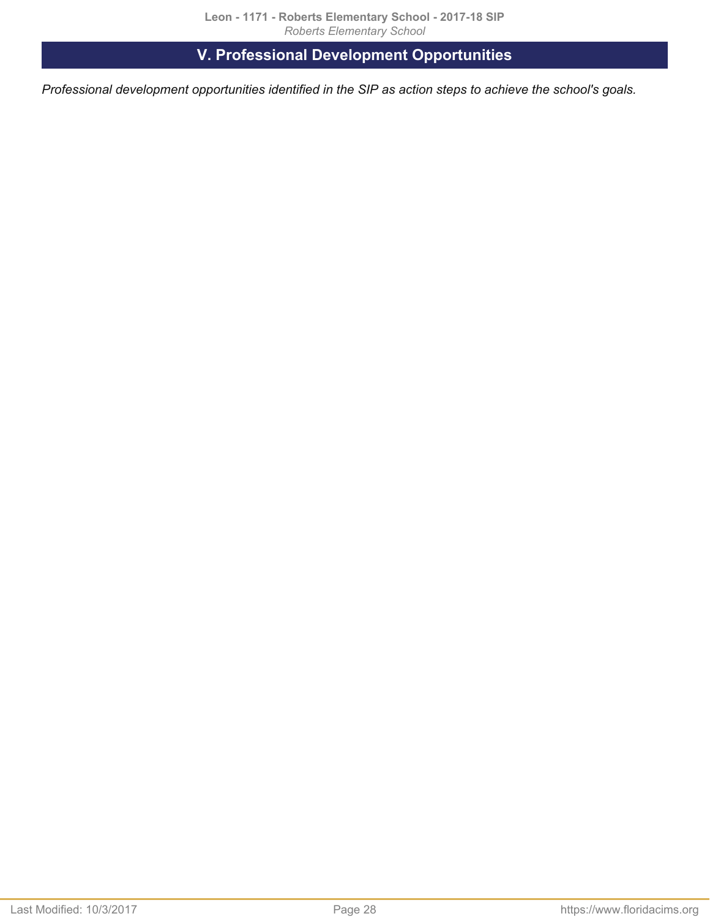## V. Professional Development Opportunities

*Professional development opportunities identified in the SIP as action steps to achieve the school's goals.*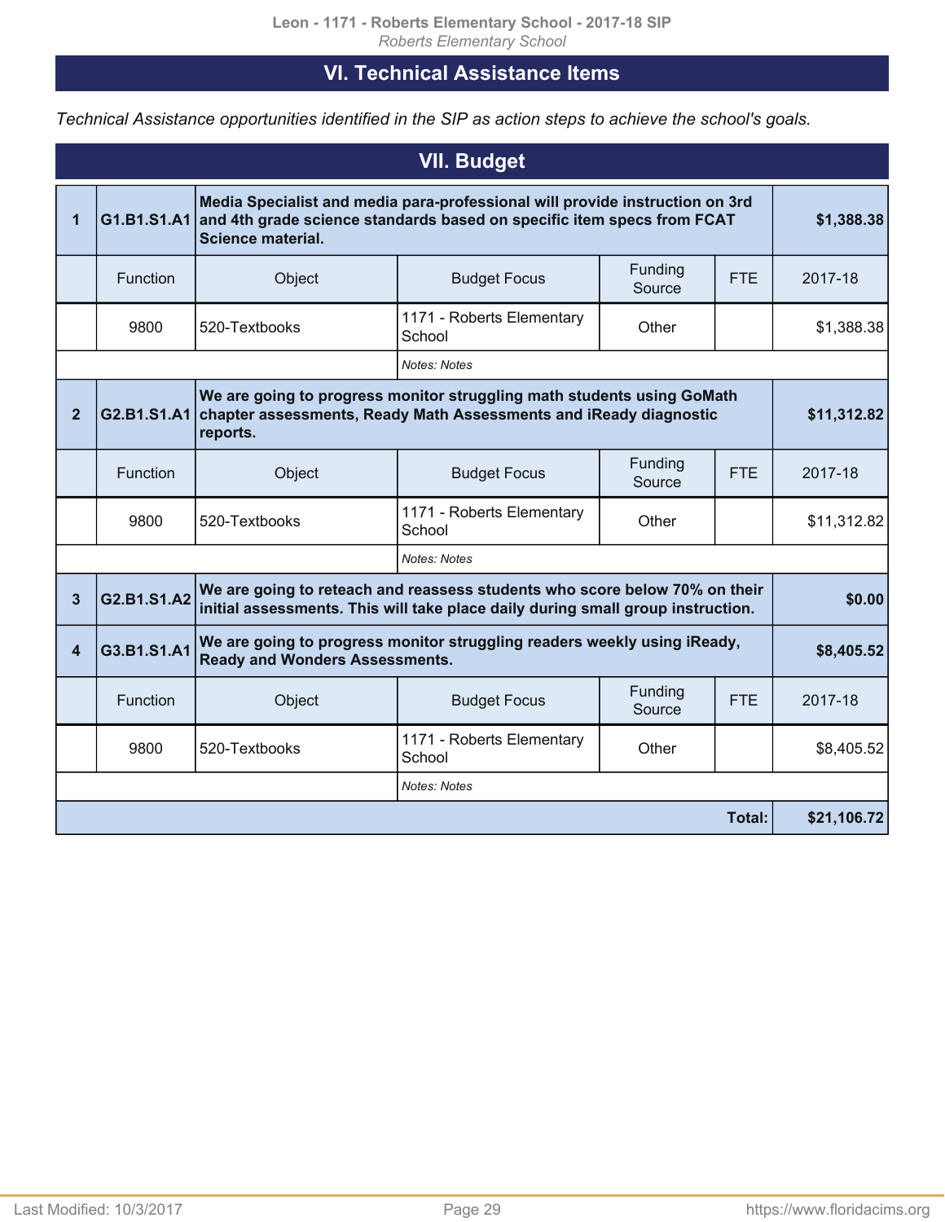## VI. Technical Assistance Items

*Technical Assistance opportunities identified in the SIP as action steps to achieve the school's goals.*

## VII. Budget

| | | | | | | |
|---|---|---|---|---|---|---|
| **1** | **G1.B1.S1.A1** | **Media Specialist and media para-professional will provide instruction on 3rd and 4th grade science standards based on specific item specs from FCAT Science material.** | | | | **$1,388.38** |
| | Function | Object | Budget Focus | Funding Source | FTE | 2017-18 |
| | 9800 | 520-Textbooks | 1171 - Roberts Elementary School | Other | | $1,388.38 |
| | | | *Notes: Notes* | | | |
| **2** | **G2.B1.S1.A1** | **We are going to progress monitor struggling math students using GoMath chapter assessments, Ready Math Assessments and iReady diagnostic reports.** | | | | **$11,312.82** |
| | Function | Object | Budget Focus | Funding Source | FTE | 2017-18 |
| | 9800 | 520-Textbooks | 1171 - Roberts Elementary School | Other | | $11,312.82 |
| | | | *Notes: Notes* | | | |
| **3** | **G2.B1.S1.A2** | **We are going to reteach and reassess students who score below 70% on their initial assessments. This will take place daily during small group instruction.** | | | | **$0.00** |
| **4** | **G3.B1.S1.A1** | **We are going to progress monitor struggling readers weekly using iReady, Ready and Wonders Assessments.** | | | | **$8,405.52** |
| | Function | Object | Budget Focus | Funding Source | FTE | 2017-18 |
| | 9800 | 520-Textbooks | 1171 - Roberts Elementary School | Other | | $8,405.52 |
| | | | *Notes: Notes* | | | |
| | | | | | **Total:** | **$21,106.72** |